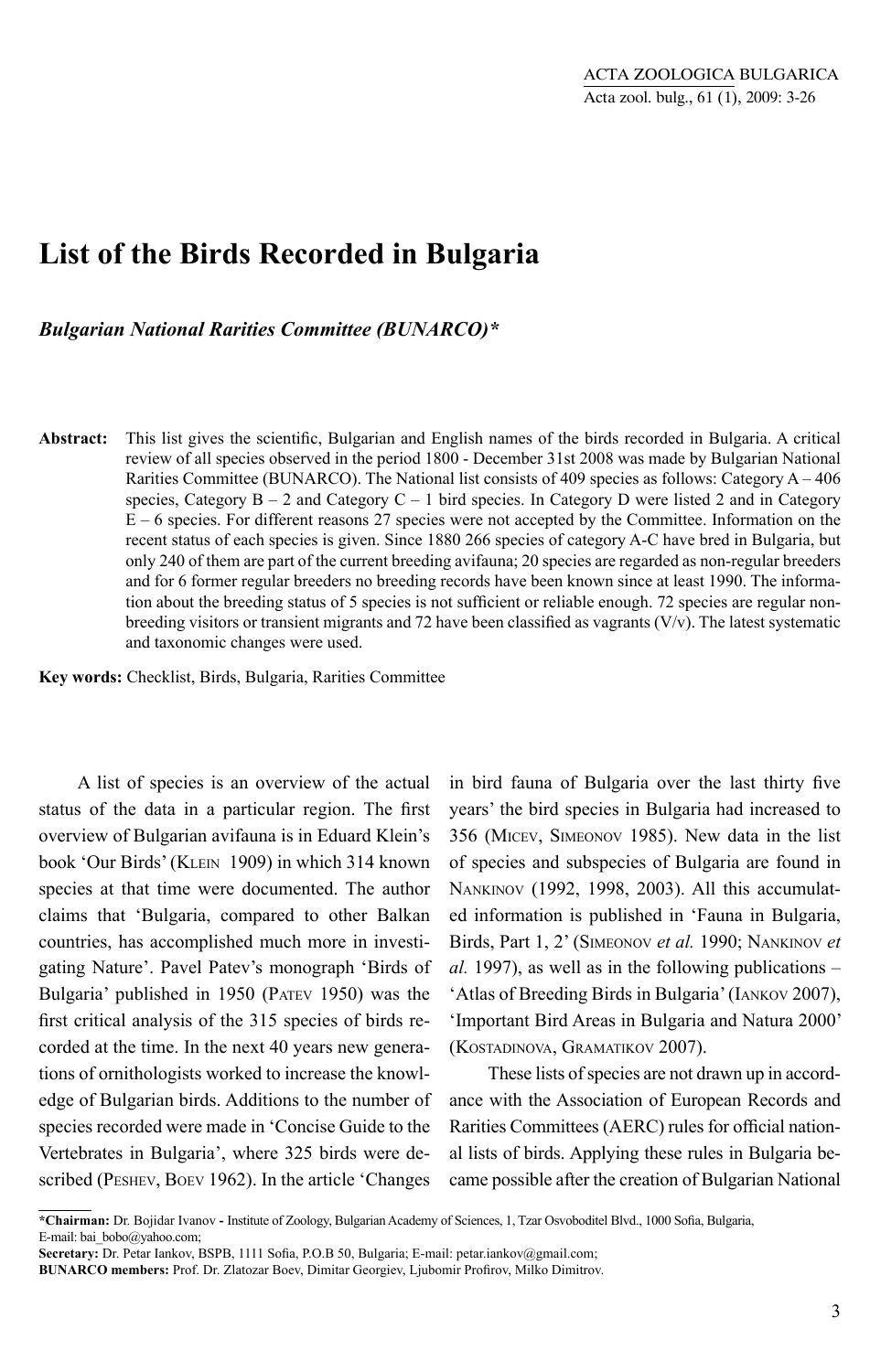# List of the Birds Recorded in Bulgaria

***Bulgarian National Rarities Committee (BUNARCO)****

**Abstract:** This list gives the scientific, Bulgarian and English names of the birds recorded in Bulgaria. A critical review of all species observed in the period 1800 - December 31st 2008 was made by Bulgarian National Rarities Committee (BUNARCO). The National list consists of 409 species as follows: Category A – 406 species, Category B – 2 and Category C – 1 bird species. In Category D were listed 2 and in Category E – 6 species. For different reasons 27 species were not accepted by the Committee. Information on the recent status of each species is given. Since 1880 266 species of category A-C have bred in Bulgaria, but only 240 of them are part of the current breeding avifauna; 20 species are regarded as non-regular breeders and for 6 former regular breeders no breeding records have been known since at least 1990. The information about the breeding status of 5 species is not sufficient or reliable enough. 72 species are regular non-breeding visitors or transient migrants and 72 have been classified as vagrants (V/v). The latest systematic and taxonomic changes were used.

**Key words:** Checklist, Birds, Bulgaria, Rarities Committee

A list of species is an overview of the actual status of the data in a particular region. The first overview of Bulgarian avifauna is in Eduard Klein's book 'Our Birds' (Klein 1909) in which 314 known species at that time were documented. The author claims that 'Bulgaria, compared to other Balkan countries, has accomplished much more in investigating Nature'. Pavel Patev's monograph 'Birds of Bulgaria' published in 1950 (Patev 1950) was the first critical analysis of the 315 species of birds recorded at the time. In the next 40 years new generations of ornithologists worked to increase the knowledge of Bulgarian birds. Additions to the number of species recorded were made in 'Concise Guide to the Vertebrates in Bulgaria', where 325 birds were described (Peshev, Boev 1962). In the article 'Changes in bird fauna of Bulgaria over the last thirty five years' the bird species in Bulgaria had increased to 356 (Micev, Simeonov 1985). New data in the list of species and subspecies of Bulgaria are found in Nankinov (1992, 1998, 2003). All this accumulated information is published in 'Fauna in Bulgaria, Birds, Part 1, 2' (Simeonov *et al.* 1990; Nankinov *et al.* 1997), as well as in the following publications – 'Atlas of Breeding Birds in Bulgaria' (Iankov 2007), 'Important Bird Areas in Bulgaria and Natura 2000' (Kostadinova, Gramatikov 2007).

These lists of species are not drawn up in accordance with the Association of European Records and Rarities Committees (AERC) rules for official national lists of birds. Applying these rules in Bulgaria became possible after the creation of Bulgarian National

---

***Chairman:** Dr. Bojidar Ivanov - Institute of Zoology, Bulgarian Academy of Sciences, 1, Tzar Osvoboditel Blvd., 1000 Sofia, Bulgaria, E-mail: bai_bobo@yahoo.com;

**Secretary:** Dr. Petar Iankov, BSPB, 1111 Sofia, P.O.B 50, Bulgaria; E-mail: petar.iankov@gmail.com;

**BUNARCO members:** Prof. Dr. Zlatozar Boev, Dimitar Georgiev, Ljubomir Profirov, Milko Dimitrov.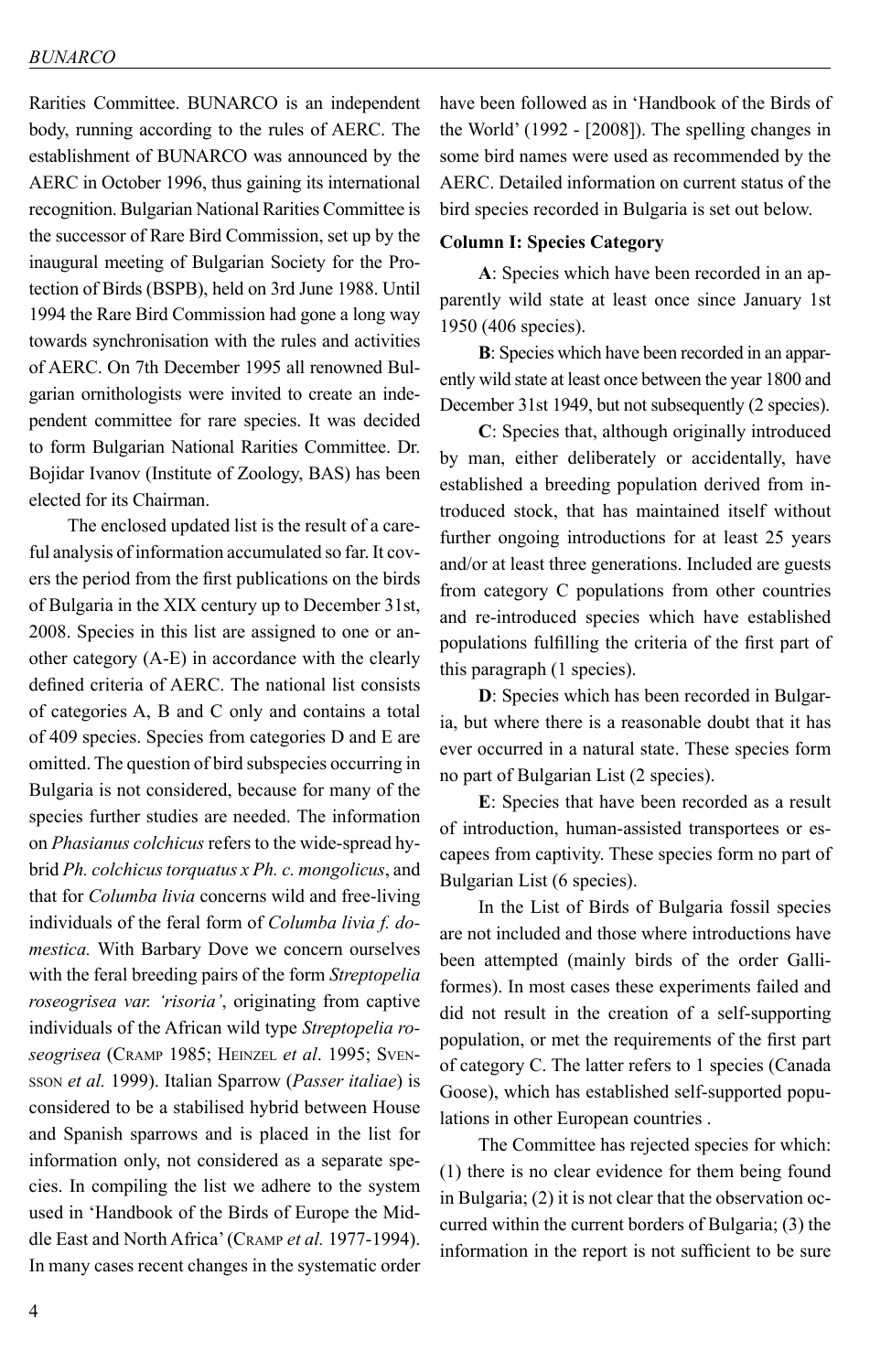Rarities Committee. BUNARCO is an independent body, running according to the rules of AERC. The establishment of BUNARCO was announced by the AERC in October 1996, thus gaining its international recognition. Bulgarian National Rarities Committee is the successor of Rare Bird Commission, set up by the inaugural meeting of Bulgarian Society for the Protection of Birds (BSPB), held on 3rd June 1988. Until 1994 the Rare Bird Commission had gone a long way towards synchronisation with the rules and activities of AERC. On 7th December 1995 all renowned Bulgarian ornithologists were invited to create an independent committee for rare species. It was decided to form Bulgarian National Rarities Committee. Dr. Bojidar Ivanov (Institute of Zoology, BAS) has been elected for its Chairman.

The enclosed updated list is the result of a careful analysis of information accumulated so far. It covers the period from the first publications on the birds of Bulgaria in the XIX century up to December 31st, 2008. Species in this list are assigned to one or another category (A-E) in accordance with the clearly defined criteria of AERC. The national list consists of categories A, B and C only and contains a total of 409 species. Species from categories D and E are omitted. The question of bird subspecies occurring in Bulgaria is not considered, because for many of the species further studies are needed. The information on *Phasianus colchicus* refers to the wide-spread hybrid *Ph. colchicus torquatus x Ph. c. mongolicus*, and that for *Columba livia* concerns wild and free-living individuals of the feral form of *Columba livia f. domestica.* With Barbary Dove we concern ourselves with the feral breeding pairs of the form *Streptopelia roseogrisea var. 'risoria'*, originating from captive individuals of the African wild type *Streptopelia roseogrisea* (Cramp 1985; Heinzel *et al*. 1995; Svensson *et al.* 1999). Italian Sparrow (*Passer italiae*) is considered to be a stabilised hybrid between House and Spanish sparrows and is placed in the list for information only, not considered as a separate species. In compiling the list we adhere to the system used in 'Handbook of the Birds of Europe the Middle East and North Africa' (Cramp *et al.* 1977-1994). In many cases recent changes in the systematic order have been followed as in 'Handbook of the Birds of the World' (1992 - [2008]). The spelling changes in some bird names were used as recommended by the AERC. Detailed information on current status of the bird species recorded in Bulgaria is set out below.

**Column I: Species Category**

**A**: Species which have been recorded in an apparently wild state at least once since January 1st 1950 (406 species).

**B**: Species which have been recorded in an apparently wild state at least once between the year 1800 and December 31st 1949, but not subsequently (2 species).

**C**: Species that, although originally introduced by man, either deliberately or accidentally, have established a breeding population derived from introduced stock, that has maintained itself without further ongoing introductions for at least 25 years and/or at least three generations. Included are guests from category C populations from other countries and re-introduced species which have established populations fulfilling the criteria of the first part of this paragraph (1 species).

**D**: Species which has been recorded in Bulgaria, but where there is a reasonable doubt that it has ever occurred in a natural state. These species form no part of Bulgarian List (2 species).

**E**: Species that have been recorded as a result of introduction, human-assisted transportees or escapees from captivity. These species form no part of Bulgarian List (6 species).

In the List of Birds of Bulgaria fossil species are not included and those where introductions have been attempted (mainly birds of the order Galliformes). In most cases these experiments failed and did not result in the creation of a self-supporting population, or met the requirements of the first part of category C. The latter refers to 1 species (Canada Goose), which has established self-supported populations in other European countries .

The Committee has rejected species for which: (1) there is no clear evidence for them being found in Bulgaria; (2) it is not clear that the observation occurred within the current borders of Bulgaria; (3) the information in the report is not sufficient to be sure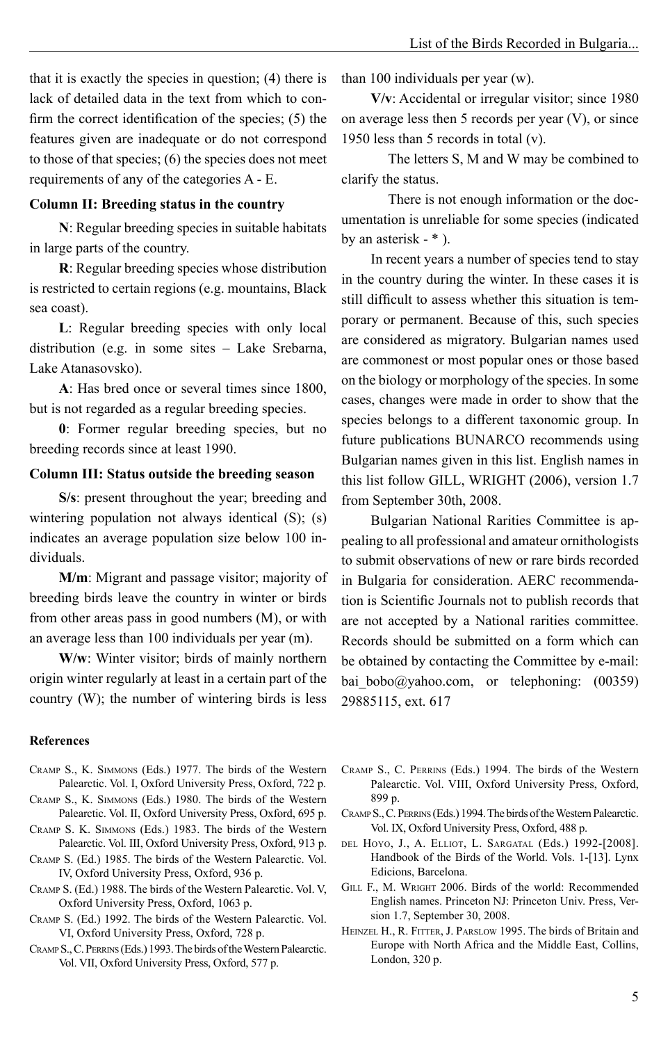that it is exactly the species in question; (4) there is lack of detailed data in the text from which to confirm the correct identification of the species; (5) the features given are inadequate or do not correspond to those of that species; (6) the species does not meet requirements of any of the categories A - E.

**Column II: Breeding status in the country**

**N**: Regular breeding species in suitable habitats in large parts of the country.

**R**: Regular breeding species whose distribution is restricted to certain regions (e.g. mountains, Black sea coast).

**L**: Regular breeding species with only local distribution (e.g. in some sites – Lake Srebarna, Lake Atanasovsko).

**A**: Has bred once or several times since 1800, but is not regarded as a regular breeding species.

**0**: Former regular breeding species, but no breeding records since at least 1990.

**Column III: Status outside the breeding season**

**S/s**: present throughout the year; breeding and wintering population not always identical (S); (s) indicates an average population size below 100 individuals.

**M/m**: Migrant and passage visitor; majority of breeding birds leave the country in winter or birds from other areas pass in good numbers (M), or with an average less than 100 individuals per year (m).

**W/w**: Winter visitor; birds of mainly northern origin winter regularly at least in a certain part of the country (W); the number of wintering birds is less than 100 individuals per year (w).

**V/v**: Accidental or irregular visitor; since 1980 on average less then 5 records per year (V), or since 1950 less than 5 records in total (v).

The letters S, M and W may be combined to clarify the status.

There is not enough information or the documentation is unreliable for some species (indicated by an asterisk - * ).

In recent years a number of species tend to stay in the country during the winter. In these cases it is still difficult to assess whether this situation is temporary or permanent. Because of this, such species are considered as migratory. Bulgarian names used are commonest or most popular ones or those based on the biology or morphology of the species. In some cases, changes were made in order to show that the species belongs to a different taxonomic group. In future publications BUNARCO recommends using Bulgarian names given in this list. English names in this list follow GILL, WRIGHT (2006), version 1.7 from September 30th, 2008.

Bulgarian National Rarities Committee is appealing to all professional and amateur ornithologists to submit observations of new or rare birds recorded in Bulgaria for consideration. AERC recommendation is Scientific Journals not to publish records that are not accepted by a National rarities committee. Records should be submitted on a form which can be obtained by contacting the Committee by e-mail: bai_bobo@yahoo.com, or telephoning: (00359) 29885115, ext. 617

**References**

Cramp S., K. Simmons (Eds.) 1977. The birds of the Western Palearctic. Vol. I, Oxford University Press, Oxford, 722 p.

Cramp S., K. Simmons (Eds.) 1980. The birds of the Western Palearctic. Vol. II, Oxford University Press, Oxford, 695 p.

Cramp S. K. Simmons (Eds.) 1983. The birds of the Western Palearctic. Vol. III, Oxford University Press, Oxford, 913 p.

Cramp S. (Ed.) 1985. The birds of the Western Palearctic. Vol. IV, Oxford University Press, Oxford, 936 p.

Cramp S. (Ed.) 1988. The birds of the Western Palearctic. Vol. V, Oxford University Press, Oxford, 1063 p.

Cramp S. (Ed.) 1992. The birds of the Western Palearctic. Vol. VI, Oxford University Press, Oxford, 728 p.

Cramp S., C. Perrins (Eds.) 1993. The birds of the Western Palearctic. Vol. VII, Oxford University Press, Oxford, 577 p.

Cramp S., C. Perrins (Eds.) 1994. The birds of the Western Palearctic. Vol. VIII, Oxford University Press, Oxford, 899 p.

Cramp S., C. Perrins (Eds.) 1994. The birds of the Western Palearctic. Vol. IX, Oxford University Press, Oxford, 488 p.

del Hoyo, J., A. Elliot, L. Sargatal (Eds.) 1992-[2008]. Handbook of the Birds of the World. Vols. 1-[13]. Lynx Edicions, Barcelona.

Gill F., M. Wright 2006. Birds of the world: Recommended English names. Princeton NJ: Princeton Univ. Press, Version 1.7, September 30, 2008.

Heinzel H., R. Fitter, J. Parslow 1995. The birds of Britain and Europe with North Africa and the Middle East, Collins, London, 320 p.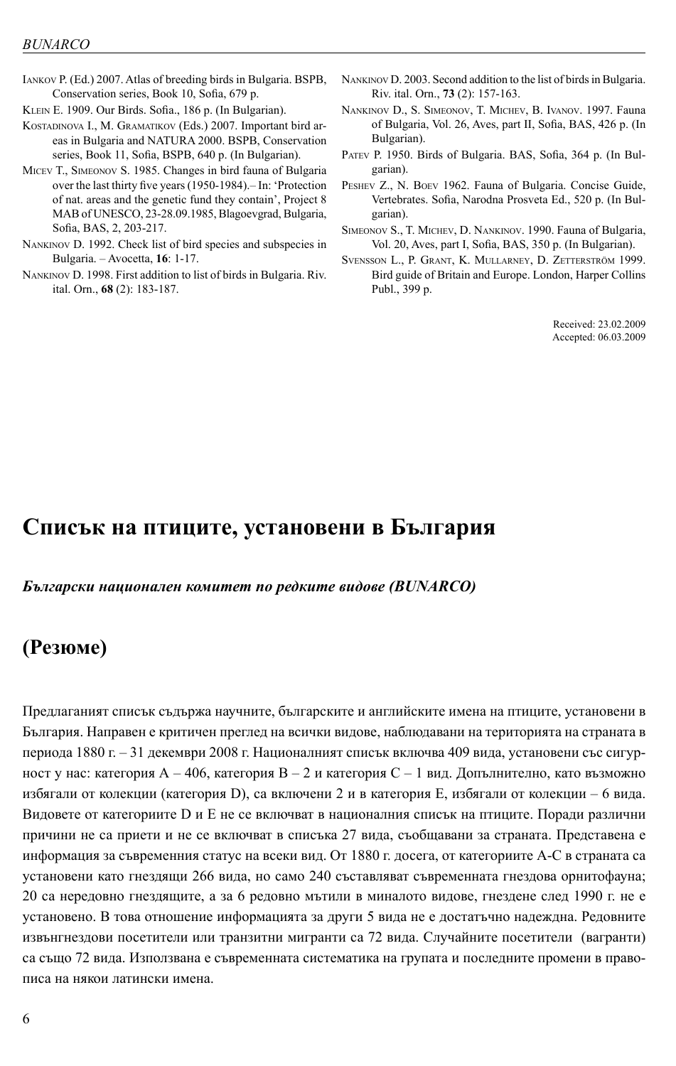Iankov P. (Ed.) 2007. Atlas of breeding birds in Bulgaria. BSPB, Conservation series, Book 10, Sofia, 679 p.

Klein E. 1909. Our Birds. Sofia., 186 p. (In Bulgarian).

Kostadinova I., M. Gramatikov (Eds.) 2007. Important bird areas in Bulgaria and NATURA 2000. BSPB, Conservation series, Book 11, Sofia, BSPB, 640 p. (In Bulgarian).

Micev T., Simeonov S. 1985. Changes in bird fauna of Bulgaria over the last thirty five years (1950-1984).– In: 'Protection of nat. areas and the genetic fund they contain', Project 8 MAB of UNESCO, 23-28.09.1985, Blagoevgrad, Bulgaria, Sofia, BAS, 2, 203-217.

Nankinov D. 1992. Check list of bird species and subspecies in Bulgaria. – Avocetta, **16**: 1-17.

Nankinov D. 1998. First addition to list of birds in Bulgaria. Riv. ital. Orn., **68** (2): 183-187.

Nankinov D. 2003. Second addition to the list of birds in Bulgaria. Riv. ital. Orn., **73** (2): 157-163.

Nankinov D., S. Simeonov, T. Michev, B. Ivanov. 1997. Fauna of Bulgaria, Vol. 26, Aves, part II, Sofia, BAS, 426 p. (In Bulgarian).

Patev P. 1950. Birds of Bulgaria. BAS, Sofia, 364 p. (In Bulgarian).

Peshev Z., N. Boev 1962. Fauna of Bulgaria. Concise Guide, Vertebrates. Sofia, Narodna Prosveta Ed., 520 p. (In Bulgarian).

Simeonov S., T. Michev, D. Nankinov. 1990. Fauna of Bulgaria, Vol. 20, Aves, part I, Sofia, BAS, 350 p. (In Bulgarian).

Svensson L., P. Grant, K. Mullarney, D. Zetterström 1999. Bird guide of Britain and Europe. London, Harper Collins Publ., 399 p.

Received: 23.02.2009
Accepted: 06.03.2009

# Списък на птиците, установени в България

***Български национален комитет по редките видове (BUNARCO)***

## (Резюме)

Предлаганият списък съдържа научните, българските и английските имена на птиците, установени в България. Направен е критичен преглед на всички видове, наблюдавани на територията на страната в периода 1880 г. – 31 декември 2008 г. Националният списък включва 409 вида, установени със сигурност у нас: категория А – 406, категория В – 2 и категория С – 1 вид. Допълнително, като възможно избягали от колекции (категория D), са включени 2 и в категория Е, избягали от колекции – 6 вида. Видовете от категориите D и Е не се включват в националния списък на птиците. Поради различни причини не са приети и не се включват в списъка 27 вида, съобщавани за страната. Представена е информация за съвременния статус на всеки вид. От 1880 г. досега, от категориите А-С в страната са установени като гнездящи 266 вида, но само 240 съставляват съвременната гнездова орнитофауна; 20 са нередовно гнездящите, а за 6 редовно мътили в миналото видове, гнездене след 1990 г. не е установено. В това отношение информацията за други 5 вида не е достатъчно надеждна. Редовните извънгнездови посетители или транзитни мигранти са 72 вида. Случайните посетители (вагранти) са също 72 вида. Използвана е съвременната систематика на групата и последните промени в правописа на някои латински имена.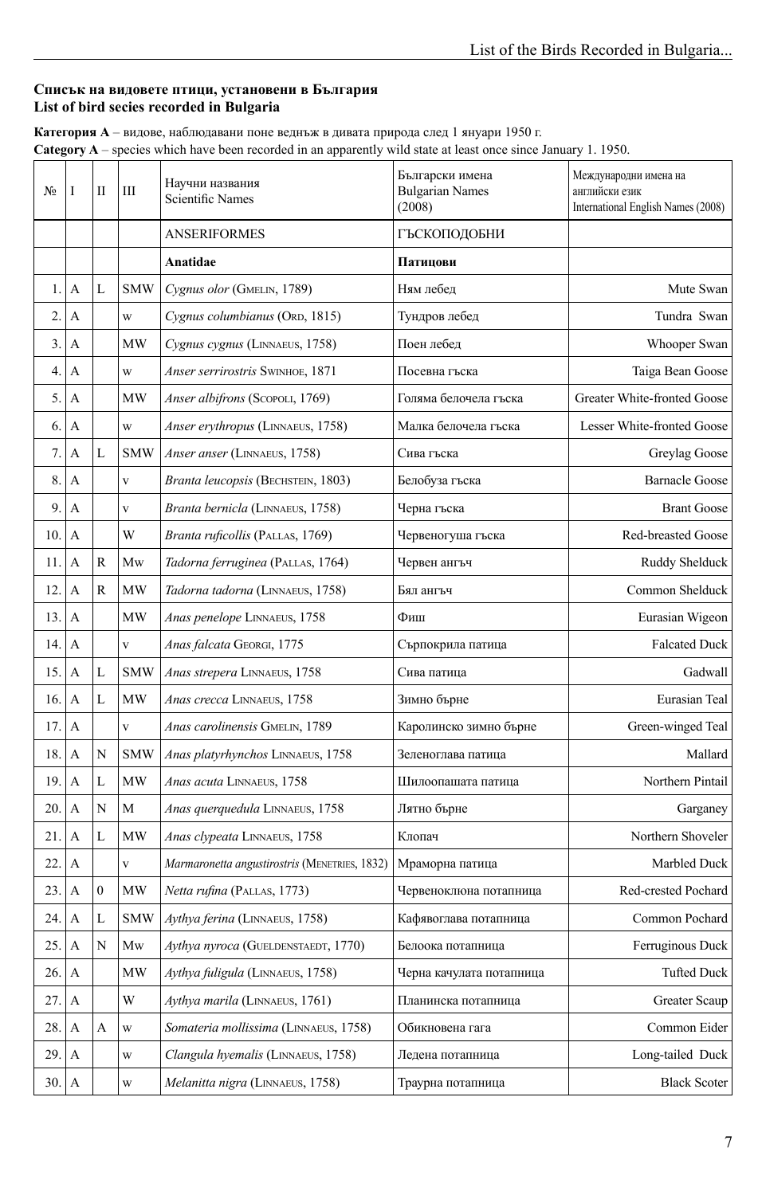**Списък на видовете птици, установени в България**
**List of bird secies recorded in Bulgaria**

**Категория А** – видове, наблюдавани поне веднъж в дивата природа след 1 януари 1950 г.
**Category A** – species which have been recorded in an apparently wild state at least once since January 1. 1950.

| № | I | II | III | Научни названия Scientific Names | Български имена Bulgarian Names (2008) | Международни имена на английски език International English Names (2008) |
|---|---|---|---|---|---|---|
| | | | | ANSERIFORMES | ГЪСКОПОДОБНИ | |
| | | | | **Anatidae** | **Патицови** | |
| 1. | A | L | SMW | *Cygnus olor* (Gmelin, 1789) | Ням лебед | Mute Swan |
| 2. | A | | w | *Cygnus columbianus* (Ord, 1815) | Тундров лебед | Tundra Swan |
| 3. | A | | MW | *Cygnus cygnus* (Linnaeus, 1758) | Поен лебед | Whooper Swan |
| 4. | A | | w | *Anser serrirostris* Swinhoe, 1871 | Посевна гъска | Taiga Bean Goose |
| 5. | A | | MW | *Anser albifrons* (Scopoli, 1769) | Голяма белочела гъска | Greater White-fronted Goose |
| 6. | A | | w | *Anser erythropus* (Linnaeus, 1758) | Малка белочела гъска | Lesser White-fronted Goose |
| 7. | A | L | SMW | *Anser anser* (Linnaeus, 1758) | Сива гъска | Greylag Goose |
| 8. | A | | v | *Branta leucopsis* (Bechstein, 1803) | Белобуза гъска | Barnacle Goose |
| 9. | A | | v | *Branta bernicla* (Linnaeus, 1758) | Черна гъска | Brant Goose |
| 10. | A | | W | *Branta ruficollis* (Pallas, 1769) | Червеногуша гъска | Red-breasted Goose |
| 11. | A | R | Mw | *Tadorna ferruginea* (Pallas, 1764) | Червен ангъч | Ruddy Shelduck |
| 12. | A | R | MW | *Tadorna tadorna* (Linnaeus, 1758) | Бял ангъч | Common Shelduck |
| 13. | A | | MW | *Anas penelope* Linnaeus, 1758 | Фиш | Eurasian Wigeon |
| 14. | A | | v | *Anas falcata* Georgi, 1775 | Сърпокрила патица | Falcated Duck |
| 15. | A | L | SMW | *Anas strepera* Linnaeus, 1758 | Сива патица | Gadwall |
| 16. | A | L | MW | *Anas crecca* Linnaeus, 1758 | Зимно бърне | Eurasian Teal |
| 17. | A | | v | *Anas carolinensis* Gmelin, 1789 | Каролинско зимно бърне | Green-winged Teal |
| 18. | A | N | SMW | *Anas platyrhynchos* Linnaeus, 1758 | Зеленоглава патица | Mallard |
| 19. | A | L | MW | *Anas acuta* Linnaeus, 1758 | Шилоопашата патица | Northern Pintail |
| 20. | A | N | M | *Anas querquedula* Linnaeus, 1758 | Лятно бърне | Garganey |
| 21. | A | L | MW | *Anas clypeata* Linnaeus, 1758 | Клопач | Northern Shoveler |
| 22. | A | | v | *Marmaronetta angustirostris* (Menetries, 1832) | Мраморна патица | Marbled Duck |
| 23. | A | 0 | MW | *Netta rufina* (Pallas, 1773) | Червеноклюна потапница | Red-crested Pochard |
| 24. | A | L | SMW | *Aythya ferina* (Linnaeus, 1758) | Кафявоглава потапница | Common Pochard |
| 25. | A | N | Mw | *Aythya nyroca* (Gueldenstaedt, 1770) | Белоока потапница | Ferruginous Duck |
| 26. | A | | MW | *Aythya fuligula* (Linnaeus, 1758) | Черна качулата потапница | Tufted Duck |
| 27. | A | | W | *Aythya marila* (Linnaeus, 1761) | Планинска потапница | Greater Scaup |
| 28. | A | A | w | *Somateria mollissima* (Linnaeus, 1758) | Обикновена гага | Common Eider |
| 29. | A | | w | *Clangula hyemalis* (Linnaeus, 1758) | Ледена потапница | Long-tailed Duck |
| 30. | A | | w | *Melanitta nigra* (Linnaeus, 1758) | Траурна потапница | Black Scoter |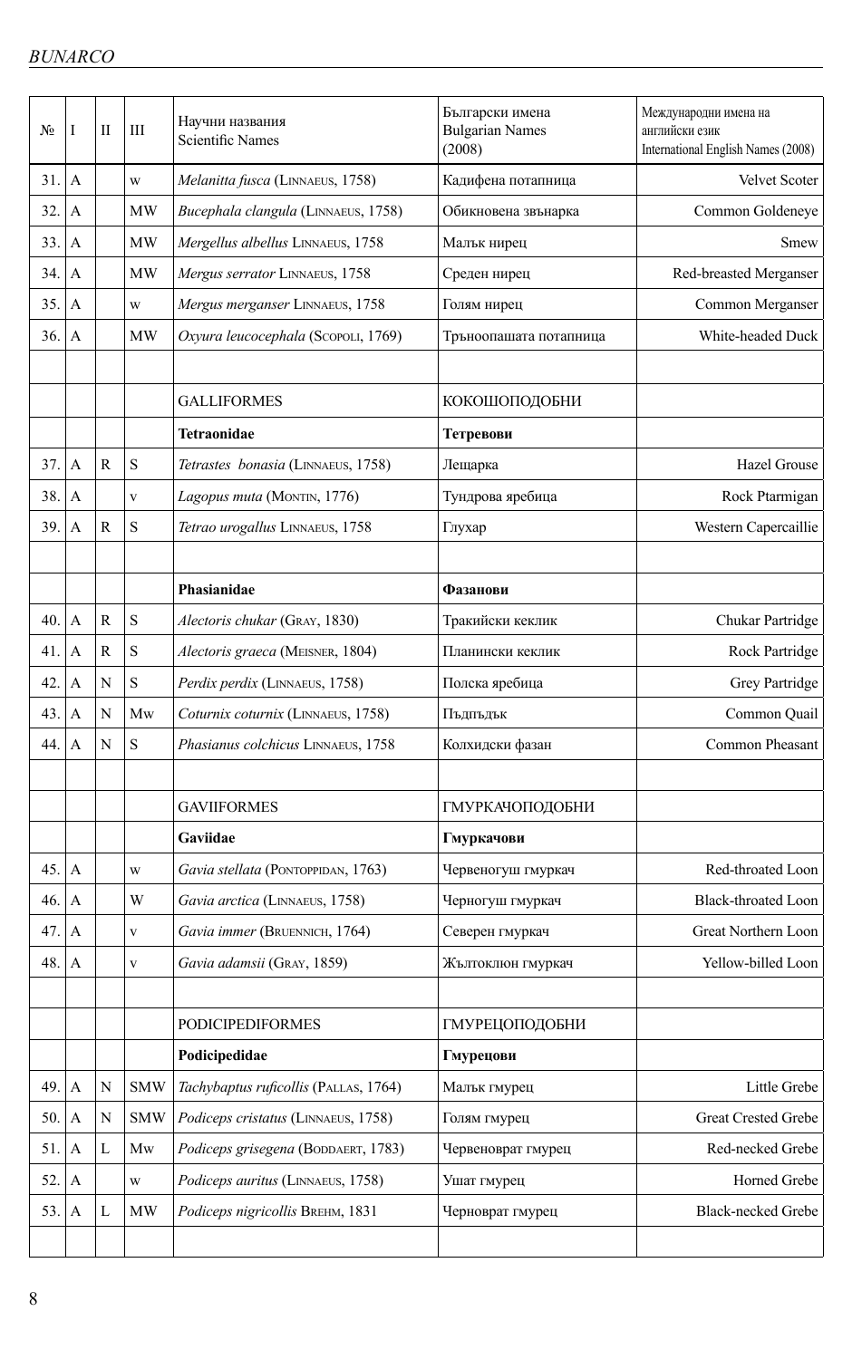| № | I | II | III | Научни названия Scientific Names | Български имена Bulgarian Names (2008) | Международни имена на английски език International English Names (2008) |
|---|---|---|---|---|---|---|
| 31. | A | | w | *Melanitta fusca* (Linnaeus, 1758) | Кадифена потапница | Velvet Scoter |
| 32. | A | | MW | *Bucephala clangula* (Linnaeus, 1758) | Обикновена звънарка | Common Goldeneye |
| 33. | A | | MW | *Mergellus albellus* Linnaeus, 1758 | Малък нирец | Smew |
| 34. | A | | MW | *Mergus serrator* Linnaeus, 1758 | Среден нирец | Red-breasted Merganser |
| 35. | A | | w | *Mergus merganser* Linnaeus, 1758 | Голям нирец | Common Merganser |
| 36. | A | | MW | *Oxyura leucocephala* (Scopoli, 1769) | Тръноопашата потапница | White-headed Duck |
| | | | | | | |
| | | | | GALLIFORMES | КОКОШОПОДОБНИ | |
| | | | | **Tetraonidae** | **Тетревови** | |
| 37. | A | R | S | *Tetrastes bonasia* (Linnaeus, 1758) | Лещарка | Hazel Grouse |
| 38. | A | | v | *Lagopus muta* (Montin, 1776) | Тундрова яребица | Rock Ptarmigan |
| 39. | A | R | S | *Tetrao urogallus* Linnaeus, 1758 | Глухар | Western Capercaillie |
| | | | | | | |
| | | | | **Phasianidae** | **Фазанови** | |
| 40. | A | R | S | *Alectoris chukar* (Gray, 1830) | Тракийски кеклик | Chukar Partridge |
| 41. | A | R | S | *Alectoris graeca* (Meisner, 1804) | Планински кеклик | Rock Partridge |
| 42. | A | N | S | *Perdix perdix* (Linnaeus, 1758) | Полска яребица | Grey Partridge |
| 43. | A | N | Mw | *Coturnix coturnix* (Linnaeus, 1758) | Пъдпъдък | Common Quail |
| 44. | A | N | S | *Phasianus colchicus* Linnaeus, 1758 | Колхидски фазан | Common Pheasant |
| | | | | | | |
| | | | | GAVIIFORMES | ГМУРКАЧОПОДОБНИ | |
| | | | | **Gaviidae** | **Гмуркачови** | |
| 45. | A | | w | *Gavia stellata* (Pontoppidan, 1763) | Червеногуш гмуркач | Red-throated Loon |
| 46. | A | | W | *Gavia arctica* (Linnaeus, 1758) | Черногуш гмуркач | Black-throated Loon |
| 47. | A | | v | *Gavia immer* (Bruennich, 1764) | Северен гмуркач | Great Northern Loon |
| 48. | A | | v | *Gavia adamsii* (Gray, 1859) | Жълтоклюн гмуркач | Yellow-billed Loon |
| | | | | | | |
| | | | | PODICIPEDIFORMES | ГМУРЕЦОПОДОБНИ | |
| | | | | **Podicipedidae** | **Гмурецови** | |
| 49. | A | N | SMW | *Tachybaptus ruficollis* (Pallas, 1764) | Малък гмурец | Little Grebe |
| 50. | A | N | SMW | *Podiceps cristatus* (Linnaeus, 1758) | Голям гмурец | Great Crested Grebe |
| 51. | A | L | Mw | *Podiceps grisegena* (Boddaert, 1783) | Червеноврат гмурец | Red-necked Grebe |
| 52. | A | | w | *Podiceps auritus* (Linnaeus, 1758) | Ушат гмурец | Horned Grebe |
| 53. | A | L | MW | *Podiceps nigricollis* Brehm, 1831 | Черноврат гмурец | Black-necked Grebe |
| | | | | | | |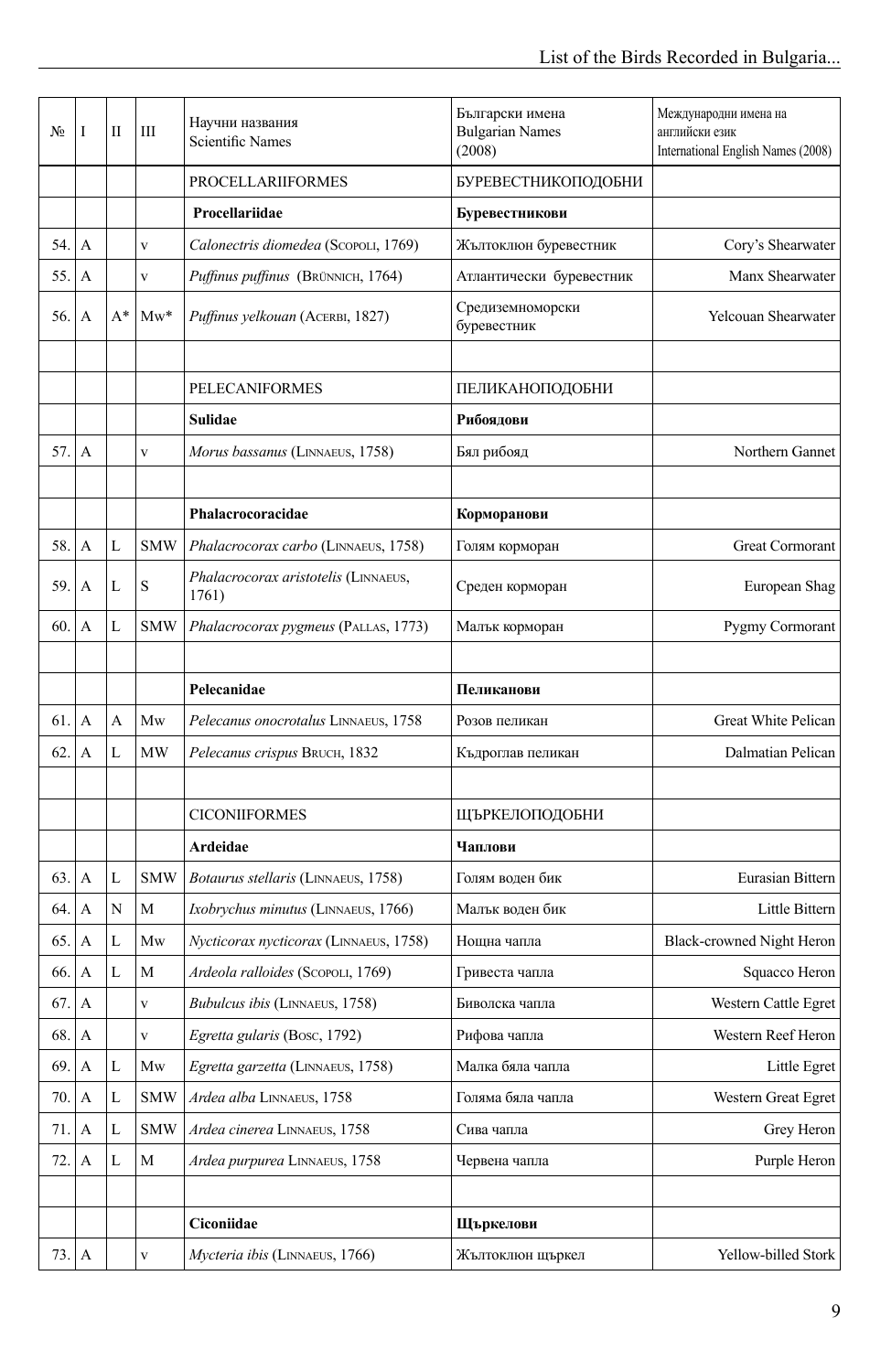| № | I | II | III | Научни названия Scientific Names | Български имена Bulgarian Names (2008) | Международни имена на английски език International English Names (2008) |
|---|---|---|---|---|---|---|
| | | | | PROCELLARIIFORMES | БУРЕВЕСТНИКОПОДОБНИ | |
| | | | | **Procellariidae** | **Буревестникови** | |
| 54. | A | | v | *Calonectris diomedea* (Scopoli, 1769) | Жълтоклюн буревестник | Cory's Shearwater |
| 55. | A | | v | *Puffinus puffinus* (Brünnich, 1764) | Атлантически буревестник | Manx Shearwater |
| 56. | A | A* | Mw* | *Puffinus yelkouan* (Acerbi, 1827) | Средиземноморски буревестник | Yelcouan Shearwater |
| | | | | | | |
| | | | | PELECANIFORMES | ПЕЛИКАНОПОДОБНИ | |
| | | | | **Sulidae** | **Рибоядови** | |
| 57. | A | | v | *Morus bassanus* (Linnaeus, 1758) | Бял рибояд | Northern Gannet |
| | | | | | | |
| | | | | **Phalacrocoracidae** | **Корморанови** | |
| 58. | A | L | SMW | *Phalacrocorax carbo* (Linnaeus, 1758) | Голям корморан | Great Cormorant |
| 59. | A | L | S | *Phalacrocorax aristotelis* (Linnaeus, 1761) | Среден корморан | European Shag |
| 60. | A | L | SMW | *Phalacrocorax pygmeus* (Pallas, 1773) | Малък корморан | Pygmy Cormorant |
| | | | | | | |
| | | | | **Pelecanidae** | **Пеликанови** | |
| 61. | A | A | Mw | *Pelecanus onocrotalus* Linnaeus, 1758 | Розов пеликан | Great White Pelican |
| 62. | A | L | MW | *Pelecanus crispus* Bruch, 1832 | Къдроглав пеликан | Dalmatian Pelican |
| | | | | | | |
| | | | | CICONIIFORMES | ЩЪРКЕЛОПОДОБНИ | |
| | | | | **Ardeidae** | **Чаплови** | |
| 63. | A | L | SMW | *Botaurus stellaris* (Linnaeus, 1758) | Голям воден бик | Eurasian Bittern |
| 64. | A | N | M | *Ixobrychus minutus* (Linnaeus, 1766) | Малък воден бик | Little Bittern |
| 65. | A | L | Mw | *Nycticorax nycticorax* (Linnaeus, 1758) | Нощна чапла | Black-crowned Night Heron |
| 66. | A | L | M | *Ardeola ralloides* (Scopoli, 1769) | Гривеста чапла | Squacco Heron |
| 67. | A | | v | *Bubulcus ibis* (Linnaeus, 1758) | Биволска чапла | Western Cattle Egret |
| 68. | A | | v | *Egretta gularis* (Bosc, 1792) | Рифова чапла | Western Reef Heron |
| 69. | A | L | Mw | *Egretta garzetta* (Linnaeus, 1758) | Малка бяла чапла | Little Egret |
| 70. | A | L | SMW | *Ardea alba* Linnaeus, 1758 | Голяма бяла чапла | Western Great Egret |
| 71. | A | L | SMW | *Ardea cinerea* Linnaeus, 1758 | Сива чапла | Grey Heron |
| 72. | A | L | M | *Ardea purpurea* Linnaeus, 1758 | Червена чапла | Purple Heron |
| | | | | | | |
| | | | | **Ciconiidae** | **Щъркелови** | |
| 73. | A | | v | *Mycteria ibis* (Linnaeus, 1766) | Жълтоклюн щъркел | Yellow-billed Stork |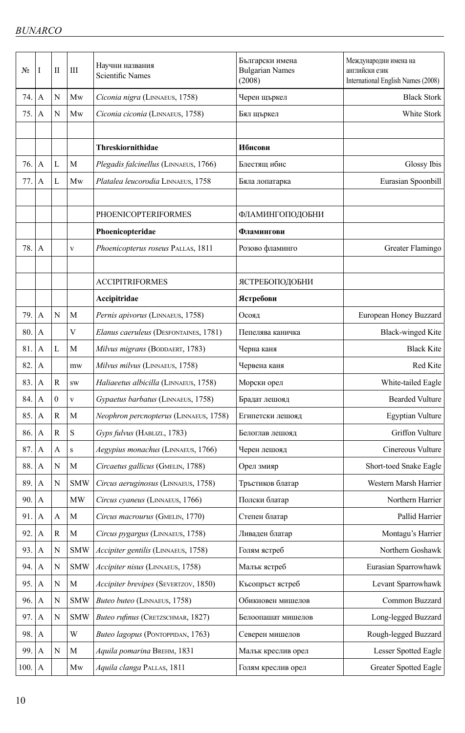| № | I | II | III | Научни названия Scientific Names | Български имена Bulgarian Names (2008) | Международни имена на английски език International English Names (2008) |
|---|---|---|---|---|---|---|
| 74. | A | N | Mw | *Ciconia nigra* (Linnaeus, 1758) | Черен щъркел | Black Stork |
| 75. | A | N | Mw | *Ciconia ciconia* (Linnaeus, 1758) | Бял щъркел | White Stork |
| | | | | | | |
| | | | | **Threskiornithidae** | **Ибисови** | |
| 76. | A | L | M | *Plegadis falcinellus* (Linnaeus, 1766) | Блестящ ибис | Glossy Ibis |
| 77. | A | L | Mw | *Platalea leucorodia* Linnaeus, 1758 | Бяла лопатарка | Eurasian Spoonbill |
| | | | | | | |
| | | | | PHOENICOPTERIFORMES | ФЛАМИНГОПОДОБНИ | |
| | | | | **Phoenicopteridae** | **Фламингови** | |
| 78. | A | | v | *Phoenicopterus roseus* Pallas, 1811 | Розово фламинго | Greater Flamingo |
| | | | | | | |
| | | | | ACCIPITRIFORMES | ЯСТРЕБОПОДОБНИ | |
| | | | | **Accipitridae** | **Ястребови** | |
| 79. | A | N | M | *Pernis apivorus* (Linnaeus, 1758) | Осояд | European Honey Buzzard |
| 80. | A | | V | *Elanus caeruleus* (Desfontaines, 1781) | Пепелява каничка | Black-winged Kite |
| 81. | A | L | M | *Milvus migrans* (Boddaert, 1783) | Черна каня | Black Kite |
| 82. | A | | mw | *Milvus milvus* (Linnaeus, 1758) | Червена каня | Red Kite |
| 83. | A | R | sw | *Haliaeetus albicilla* (Linnaeus, 1758) | Морски орел | White-tailed Eagle |
| 84. | A | 0 | v | *Gypaetus barbatus* (Linnaeus, 1758) | Брадат лешояд | Bearded Vulture |
| 85. | A | R | M | *Neophron percnopterus* (Linnaeus, 1758) | Египетски лешояд | Egyptian Vulture |
| 86. | A | R | S | *Gyps fulvus* (Hablizl, 1783) | Белоглав лешояд | Griffon Vulture |
| 87. | A | A | s | *Aegypius monachus* (Linnaeus, 1766) | Черен лешояд | Cinereous Vulture |
| 88. | A | N | M | *Circaetus gallicus* (Gmelin, 1788) | Орел змияр | Short-toed Snake Eagle |
| 89. | A | N | SMW | *Circus aeruginosus* (Linnaeus, 1758) | Тръстиков блатар | Western Marsh Harrier |
| 90. | A | | MW | *Circus cyaneus* (Linnaeus, 1766) | Полски блатар | Northern Harrier |
| 91. | A | A | M | *Circus macrourus* (Gmelin, 1770) | Степен блатар | Pallid Harrier |
| 92. | A | R | M | *Circus pygargus* (Linnaeus, 1758) | Ливаден блатар | Montagu's Harrier |
| 93. | A | N | SMW | *Accipiter gentilis* (Linnaeus, 1758) | Голям ястреб | Northern Goshawk |
| 94. | A | N | SMW | *Accipiter nisus* (Linnaeus, 1758) | Малък ястреб | Eurasian Sparrowhawk |
| 95. | A | N | M | *Accipiter brevipes* (Severtzov, 1850) | Късопръст ястреб | Levant Sparrowhawk |
| 96. | A | N | SMW | *Buteo buteo* (Linnaeus, 1758) | Обикновен мишелов | Common Buzzard |
| 97. | A | N | SMW | *Buteo rufinus* (Cretzschmar, 1827) | Белоопашат мишелов | Long-legged Buzzard |
| 98. | A | | W | *Buteo lagopus* (Pontoppidan, 1763) | Северен мишелов | Rough-legged Buzzard |
| 99. | A | N | M | *Aquila pomarina* Brehm, 1831 | Малък креслив орел | Lesser Spotted Eagle |
| 100. | A | | Mw | *Aquila clanga* Pallas, 1811 | Голям креслив орел | Greater Spotted Eagle |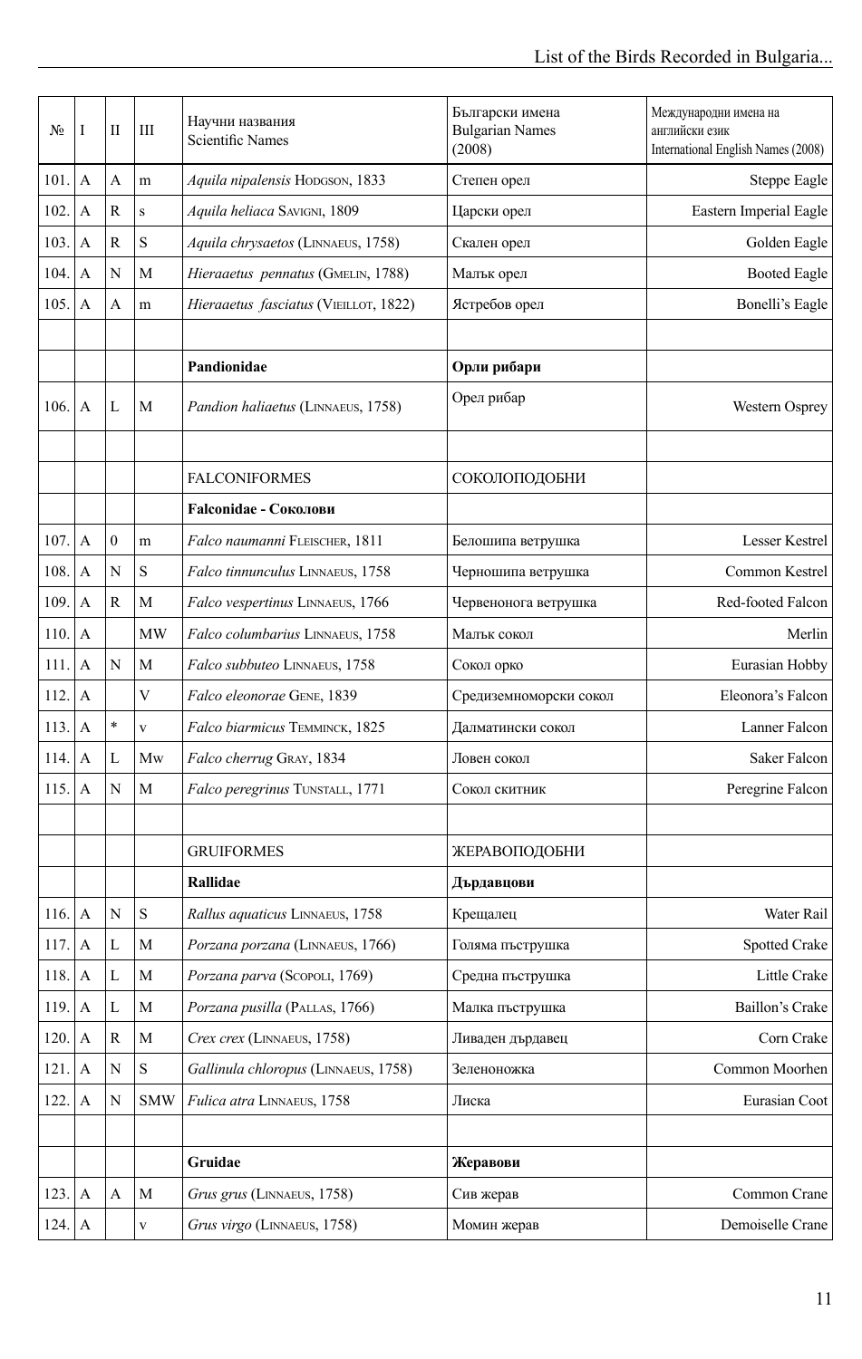| № | I | II | III | Научни названия Scientific Names | Български имена Bulgarian Names (2008) | Международни имена на английски език International English Names (2008) |
|---|---|---|---|---|---|---|
| 101. | A | A | m | *Aquila nipalensis* Hodgson, 1833 | Степен орел | Steppe Eagle |
| 102. | A | R | s | *Aquila heliaca* Savigni, 1809 | Царски орел | Eastern Imperial Eagle |
| 103. | A | R | S | *Aquila chrysaetos* (Linnaeus, 1758) | Скален орел | Golden Eagle |
| 104. | A | N | M | *Hieraaetus pennatus* (Gmelin, 1788) | Малък орел | Booted Eagle |
| 105. | A | A | m | *Hieraaetus fasciatus* (Vieillot, 1822) | Ястребов орел | Bonelli's Eagle |
| | | | | | | |
| | | | | **Pandionidae** | **Орли рибари** | |
| 106. | A | L | M | *Pandion haliaetus* (Linnaeus, 1758) | Орел рибар | Western Osprey |
| | | | | | | |
| | | | | FALCONIFORMES | СОКОЛОПОДОБНИ | |
| | | | | **Falconidae - Соколови** | | |
| 107. | A | 0 | m | *Falco naumanni* Fleischer, 1811 | Белошипа ветрушка | Lesser Kestrel |
| 108. | A | N | S | *Falco tinnunculus* Linnaeus, 1758 | Черношипа ветрушка | Common Kestrel |
| 109. | A | R | M | *Falco vespertinus* Linnaeus, 1766 | Червенонога ветрушка | Red-footed Falcon |
| 110. | A | | MW | *Falco columbarius* Linnaeus, 1758 | Малък сокол | Merlin |
| 111. | A | N | M | *Falco subbuteo* Linnaeus, 1758 | Сокол орко | Eurasian Hobby |
| 112. | A | | V | *Falco eleonorae* Gene, 1839 | Средиземноморски сокол | Eleonora's Falcon |
| 113. | A | * | v | *Falco biarmicus* Temminck, 1825 | Далматински сокол | Lanner Falcon |
| 114. | A | L | Mw | *Falco cherrug* Gray, 1834 | Ловен сокол | Saker Falcon |
| 115. | A | N | M | *Falco peregrinus* Tunstall, 1771 | Сокол скитник | Peregrine Falcon |
| | | | | | | |
| | | | | GRUIFORMES | ЖЕРАВОПОДОБНИ | |
| | | | | **Rallidae** | **Дърдавцови** | |
| 116. | A | N | S | *Rallus aquaticus* Linnaeus, 1758 | Крещалец | Water Rail |
| 117. | A | L | M | *Porzana porzana* (Linnaeus, 1766) | Голяма пъструшка | Spotted Crake |
| 118. | A | L | M | *Porzana parva* (Scopoli, 1769) | Средна пъструшка | Little Crake |
| 119. | A | L | M | *Porzana pusilla* (Pallas, 1766) | Малка пъструшка | Baillon's Crake |
| 120. | A | R | M | *Crex crex* (Linnaeus, 1758) | Ливаден дърдавец | Corn Crake |
| 121. | A | N | S | *Gallinula chloropus* (Linnaeus, 1758) | Зеленоножка | Common Moorhen |
| 122. | A | N | SMW | *Fulica atra* Linnaeus, 1758 | Лиска | Eurasian Coot |
| | | | | | | |
| | | | | **Gruidae** | **Жеравови** | |
| 123. | A | A | M | *Grus grus* (Linnaeus, 1758) | Сив жерав | Common Crane |
| 124. | A | | v | *Grus virgo* (Linnaeus, 1758) | Момин жерав | Demoiselle Crane |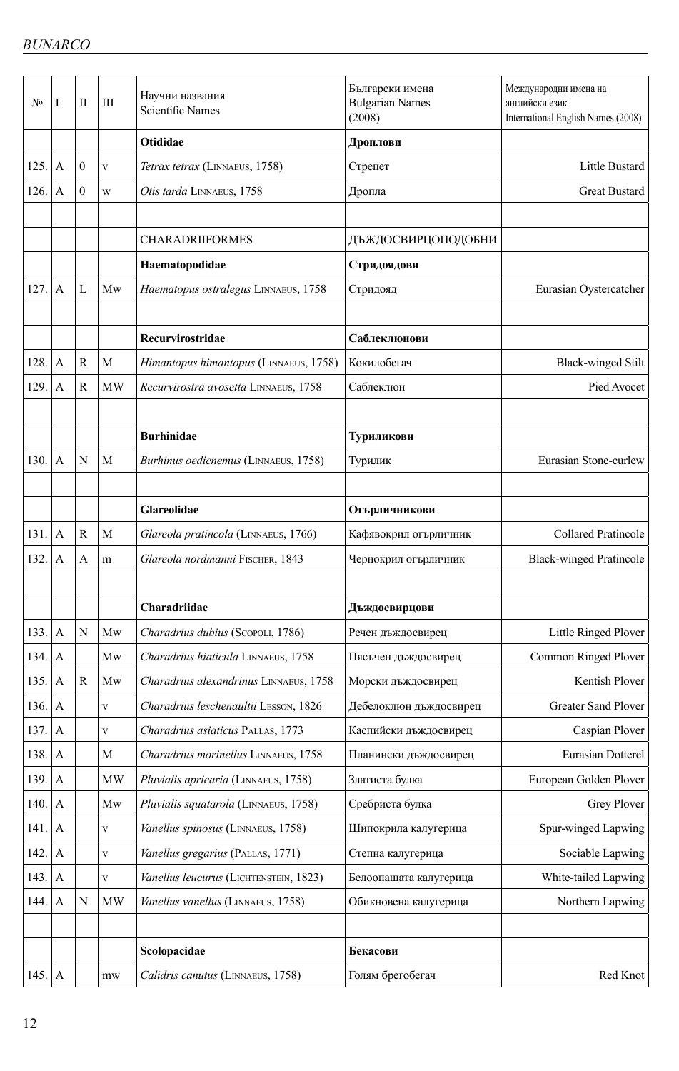| № | I | II | III | Научни названия Scientific Names | Български имена Bulgarian Names (2008) | Международни имена на английски език International English Names (2008) |
|---|---|---|---|---|---|---|
| | | | | **Otididae** | **Дроплови** | |
| 125. | A | 0 | v | *Tetrax tetrax* (Linnaeus, 1758) | Стрепет | Little Bustard |
| 126. | A | 0 | w | *Otis tarda* Linnaeus, 1758 | Дропла | Great Bustard |
| | | | | | | |
| | | | | CHARADRIIFORMES | ДЪЖДОСВИРЦОПОДОБНИ | |
| | | | | **Haematopodidae** | **Стридоядови** | |
| 127. | A | L | Mw | *Haematopus ostralegus* Linnaeus, 1758 | Стридояд | Eurasian Oystercatcher |
| | | | | | | |
| | | | | **Recurvirostridae** | **Саблеклюнови** | |
| 128. | A | R | M | *Himantopus himantopus* (Linnaeus, 1758) | Кокилобегач | Black-winged Stilt |
| 129. | A | R | MW | *Recurvirostra avosetta* Linnaeus, 1758 | Саблеклюн | Pied Avocet |
| | | | | | | |
| | | | | **Burhinidae** | **Туриликови** | |
| 130. | A | N | M | *Burhinus oedicnemus* (Linnaeus, 1758) | Турилик | Eurasian Stone-curlew |
| | | | | | | |
| | | | | **Glareolidae** | **Огърличникови** | |
| 131. | A | R | M | *Glareola pratincola* (Linnaeus, 1766) | Кафявокрил огърличник | Collared Pratincole |
| 132. | A | A | m | *Glareola nordmanni* Fischer, 1843 | Чернокрил огърличник | Black-winged Pratincole |
| | | | | | | |
| | | | | **Charadriidae** | **Дъждосвирцови** | |
| 133. | A | N | Mw | *Charadrius dubius* (Scopoli, 1786) | Речен дъждосвирец | Little Ringed Plover |
| 134. | A | | Mw | *Charadrius hiaticula* Linnaeus, 1758 | Пясъчен дъждосвирец | Common Ringed Plover |
| 135. | A | R | Mw | *Charadrius alexandrinus* Linnaeus, 1758 | Морски дъждосвирец | Kentish Plover |
| 136. | A | | v | *Charadrius leschenaultii* Lesson, 1826 | Дебелоклюн дъждосвирец | Greater Sand Plover |
| 137. | A | | v | *Charadrius asiaticus* Pallas, 1773 | Каспийски дъждосвирец | Caspian Plover |
| 138. | A | | M | *Charadrius morinellus* Linnaeus, 1758 | Планински дъждосвирец | Eurasian Dotterel |
| 139. | A | | MW | *Pluvialis apricaria* (Linnaeus, 1758) | Златиста булка | European Golden Plover |
| 140. | A | | Mw | *Pluvialis squatarola* (Linnaeus, 1758) | Сребриста булка | Grey Plover |
| 141. | A | | v | *Vanellus spinosus* (Linnaeus, 1758) | Шипокрила калугерица | Spur-winged Lapwing |
| 142. | A | | v | *Vanellus gregarius* (Pallas, 1771) | Степна калугерица | Sociable Lapwing |
| 143. | A | | v | *Vanellus leucurus* (Lichtenstein, 1823) | Белоопашата калугерица | White-tailed Lapwing |
| 144. | A | N | MW | *Vanellus vanellus* (Linnaeus, 1758) | Обикновена калугерица | Northern Lapwing |
| | | | | | | |
| | | | | **Scolopacidae** | **Бекасови** | |
| 145. | A | | mw | *Calidris canutus* (Linnaeus, 1758) | Голям брегобегач | Red Knot |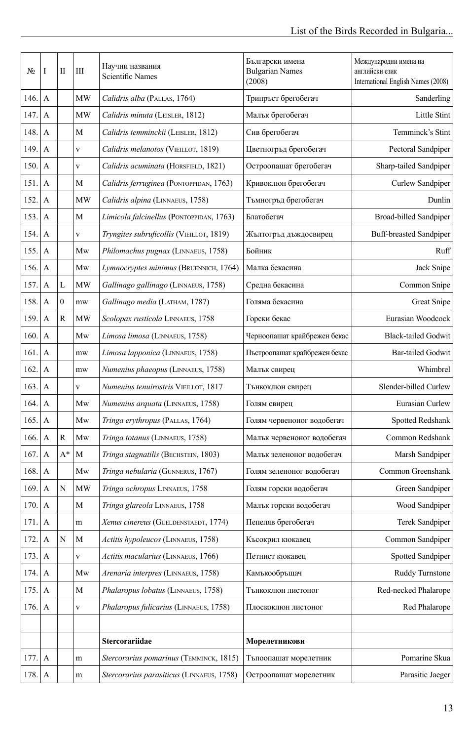| № | I | II | III | Научни названия Scientific Names | Български имена Bulgarian Names (2008) | Международни имена на английски език International English Names (2008) |
|---|---|---|---|---|---|---|
| 146. | A | | MW | *Calidris alba* (Pallas, 1764) | Трипръст брегобегач | Sanderling |
| 147. | A | | MW | *Calidris minuta* (Leisler, 1812) | Малък брегобегач | Little Stint |
| 148. | A | | M | *Calidris temminckii* (Leisler, 1812) | Сив брегобегач | Temminck's Stint |
| 149. | A | | v | *Calidris melanotos* (Vieillot, 1819) | Цветногръд брегобегач | Pectoral Sandpiper |
| 150. | A | | v | *Calidris acuminata* (Horsfield, 1821) | Остроопашат брегобегач | Sharp-tailed Sandpiper |
| 151. | A | | M | *Calidris ferruginea* (Pontoppidan, 1763) | Кривоклюн брегобегач | Curlew Sandpiper |
| 152. | A | | MW | *Calidris alpina* (Linnaeus, 1758) | Тъмногръд брегобегач | Dunlin |
| 153. | A | | M | *Limicola falcinellus* (Pontoppidan, 1763) | Блатобегач | Broad-billed Sandpiper |
| 154. | A | | v | *Tryngites subruficollis* (Vieillot, 1819) | Жълтогръд дъждосвирец | Buff-breasted Sandpiper |
| 155. | A | | Mw | *Philomachus pugnax* (Linnaeus, 1758) | Бойник | Ruff |
| 156. | A | | Mw | *Lymnocryptes minimus* (Bruennich, 1764) | Малка бекасина | Jack Snipe |
| 157. | A | L | MW | *Gallinago gallinago* (Linnaeus, 1758) | Средна бекасина | Common Snipe |
| 158. | A | 0 | mw | *Gallinago media* (Latham, 1787) | Голяма бекасина | Great Snipe |
| 159. | A | R | MW | *Scolopax rusticola* Linnaeus, 1758 | Горски бекас | Eurasian Woodcock |
| 160. | A | | Mw | *Limosa limosa* (Linnaeus, 1758) | Черноопашат крайбрежен бекас | Black-tailed Godwit |
| 161. | A | | mw | *Limosa lapponica* (Linnaeus, 1758) | Пъстроопашат крайбрежен бекас | Bar-tailed Godwit |
| 162. | A | | mw | *Numenius phaeopus* (Linnaeus, 1758) | Малък свирец | Whimbrel |
| 163. | A | | v | *Numenius tenuirostris* Vieillot, 1817 | Тънкоклюн свирец | Slender-billed Curlew |
| 164. | A | | Mw | *Numenius arquata* (Linnaeus, 1758) | Голям свирец | Eurasian Curlew |
| 165. | A | | Mw | *Tringa erythropus* (Pallas, 1764) | Голям червеноног водобегач | Spotted Redshank |
| 166. | A | R | Mw | *Tringa totanus* (Linnaeus, 1758) | Малък червеноног водобегач | Common Redshank |
| 167. | A | A* | M | *Tringa stagnatilis* (Bechstein, 1803) | Малък зеленоног водобегач | Marsh Sandpiper |
| 168. | A | | Mw | *Tringa nebularia* (Gunnerus, 1767) | Голям зеленоног водобегач | Common Greenshank |
| 169. | A | N | MW | *Tringa ochropus* Linnaeus, 1758 | Голям горски водобегач | Green Sandpiper |
| 170. | A | | M | *Tringa glareola* Linnaeus, 1758 | Малък горски водобегач | Wood Sandpiper |
| 171. | A | | m | *Xenus cinereus* (Gueldenstaedt, 1774) | Пепеляв брегобегач | Terek Sandpiper |
| 172. | A | N | M | *Actitis hypoleucos* (Linnaeus, 1758) | Късокрил кюкавец | Common Sandpiper |
| 173. | A | | v | *Actitis macularius* (Linnaeus, 1766) | Петнист кюкавец | Spotted Sandpiper |
| 174. | A | | Mw | *Arenaria interpres* (Linnaeus, 1758) | Камъкообръщач | Ruddy Turnstone |
| 175. | A | | M | *Phalaropus lobatus* (Linnaeus, 1758) | Тънкоклюн листоног | Red-necked Phalarope |
| 176. | A | | v | *Phalaropus fulicarius* (Linnaeus, 1758) | Плоскоклюн листоног | Red Phalarope |
| | | | | | | |
| | | | | **Stercorariidae** | **Морелетникови** | |
| 177. | A | | m | *Stercorarius pomarinus* (Temminck, 1815) | Тъпоопашат морелетник | Pomarine Skua |
| 178. | A | | m | *Stercorarius parasiticus* (Linnaeus, 1758) | Остроопашат морелетник | Parasitic Jaeger |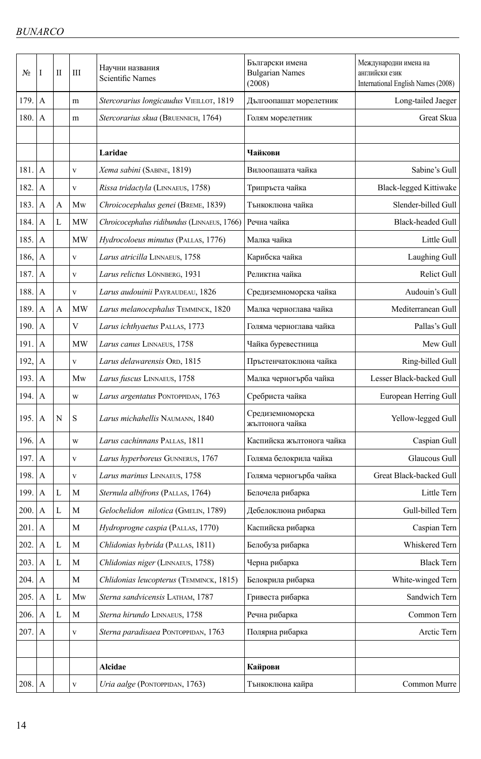| № | I | II | III | Научни названия Scientific Names | Български имена Bulgarian Names (2008) | Международни имена на английски език International English Names (2008) |
|---|---|---|---|---|---|---|
| 179. | A | | m | *Stercorarius longicaudus* Vieillot, 1819 | Дългоопашат морелетник | Long-tailed Jaeger |
| 180. | A | | m | *Stercorarius skua* (Bruennich, 1764) | Голям морелетник | Great Skua |
| | | | | | | |
| | | | | **Laridae** | **Чайкови** | |
| 181. | A | | v | *Xema sabini* (Sabine, 1819) | Вилоопашата чайка | Sabine's Gull |
| 182. | A | | v | *Rissa tridactyla* (Linnaeus, 1758) | Трипръста чайка | Black-legged Kittiwake |
| 183. | A | A | Mw | *Chroicocephalus genei* (Breme, 1839) | Тънкоклюна чайка | Slender-billed Gull |
| 184. | A | L | MW | *Chroicocephalus ridibundus* (Linnaeus, 1766) | Речна чайка | Black-headed Gull |
| 185. | A | | MW | *Hydrocoloeus minutus* (Pallas, 1776) | Малка чайка | Little Gull |
| 186, | A | | v | *Larus atricilla* Linnaeus, 1758 | Карибска чайка | Laughing Gull |
| 187. | A | | v | *Larus relictus* Lönnberg, 1931 | Реликтна чайка | Relict Gull |
| 188. | A | | v | *Larus audouinii* Payraudeau, 1826 | Средиземноморска чайка | Audouin's Gull |
| 189. | A | A | MW | *Larus melanocephalus* Temminck, 1820 | Малка черноглава чайка | Mediterranean Gull |
| 190. | A | | V | *Larus ichthyaetus* Pallas, 1773 | Голяма черноглава чайка | Pallas's Gull |
| 191. | A | | MW | *Larus canus* Linnaeus, 1758 | Чайка буревестница | Mew Gull |
| 192, | A | | v | *Larus delawarensis* Ord, 1815 | Пръстенчатоклюна чайка | Ring-billed Gull |
| 193. | A | | Mw | *Larus fuscus* Linnaeus, 1758 | Малка черногърба чайка | Lesser Black-backed Gull |
| 194. | A | | w | *Larus argentatus* Pontoppidan, 1763 | Сребриста чайка | European Herring Gull |
| 195. | A | N | S | *Larus michahellis* Naumann, 1840 | Средиземноморска жълтонога чайка | Yellow-legged Gull |
| 196. | A | | w | *Larus cachinnans* Pallas, 1811 | Каспийска жълтонога чайка | Caspian Gull |
| 197. | A | | v | *Larus hyperboreus* Gunnerus, 1767 | Голяма белокрила чайка | Glaucous Gull |
| 198. | A | | v | *Larus marinus* Linnaeus, 1758 | Голяма черногърба чайка | Great Black-backed Gull |
| 199. | A | L | M | *Sternula albifrons* (Pallas, 1764) | Белочела рибарка | Little Tern |
| 200. | A | L | M | *Gelochelidon nilotica* (Gmelin, 1789) | Дебелоклюна рибарка | Gull-billed Tern |
| 201. | A | | M | *Hydroprogne caspia* (Pallas, 1770) | Каспийска рибарка | Caspian Tern |
| 202. | A | L | M | *Chlidonias hybrida* (Pallas, 1811) | Белобуза рибарка | Whiskered Tern |
| 203. | A | L | M | *Chlidonias niger* (Linnaeus, 1758) | Черна рибарка | Black Tern |
| 204. | A | | M | *Chlidonias leucopterus* (Temminck, 1815) | Белокрила рибарка | White-winged Tern |
| 205. | A | L | Mw | *Sterna sandvicensis* Latham, 1787 | Гривеста рибарка | Sandwich Tern |
| 206. | A | L | M | *Sterna hirundo* Linnaeus, 1758 | Речна рибарка | Common Tern |
| 207. | A | | v | *Sterna paradisaea* Pontoppidan, 1763 | Полярна рибарка | Arctic Tern |
| | | | | | | |
| | | | | **Alcidae** | **Кайрови** | |
| 208. | A | | v | *Uria aalge* (Pontoppidan, 1763) | Тънкоклюна кайра | Common Murre |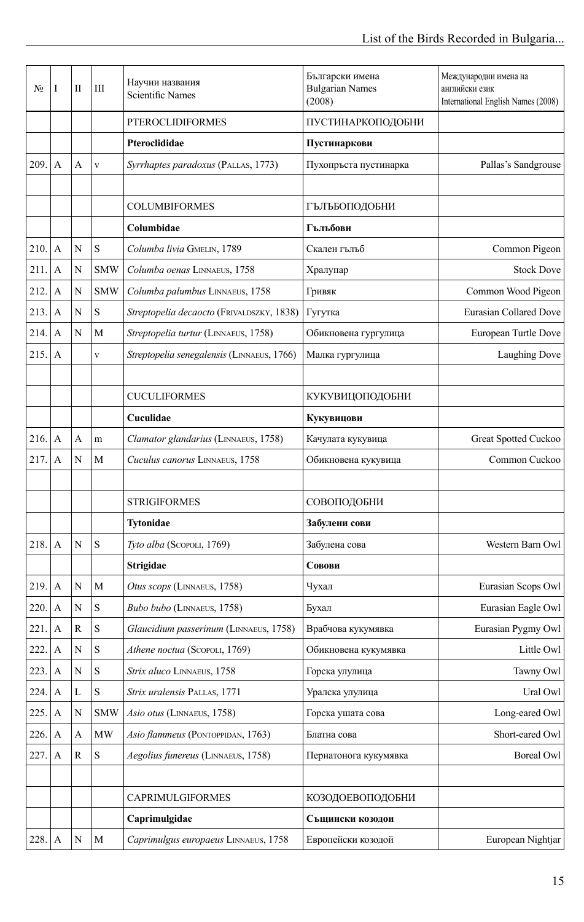| № | I | II | III | Научни названия Scientific Names | Български имена Bulgarian Names (2008) | Международни имена на английски език International English Names (2008) |
|---|---|---|---|---|---|---|
| | | | | PTEROCLIDIFORMES | ПУСТИНАРКОПОДОБНИ | |
| | | | | **Pteroclididae** | **Пустинаркови** | |
| 209. | A | A | v | *Syrrhaptes paradoxus* (Pallas, 1773) | Пухопръста пустинарка | Pallas's Sandgrouse |
| | | | | | | |
| | | | | COLUMBIFORMES | ГЪЛЪБОПОДОБНИ | |
| | | | | **Columbidae** | **Гълъбови** | |
| 210. | A | N | S | *Columba livia* Gmelin, 1789 | Скален гълъб | Common Pigeon |
| 211. | A | N | SMW | *Columba oenas* Linnaeus, 1758 | Хралупар | Stock Dove |
| 212. | A | N | SMW | *Columba palumbus* Linnaeus, 1758 | Гривяк | Common Wood Pigeon |
| 213. | A | N | S | *Streptopelia decaocto* (Frivaldszky, 1838) | Гугутка | Eurasian Collared Dove |
| 214. | A | N | M | *Streptopelia turtur* (Linnaeus, 1758) | Обикновена гургулица | European Turtle Dove |
| 215. | A | | v | *Streptopelia senegalensis* (Linnaeus, 1766) | Малка гургулица | Laughing Dove |
| | | | | | | |
| | | | | CUCULIFORMES | КУКУВИЦОПОДОБНИ | |
| | | | | **Cuculidae** | **Кукувицови** | |
| 216. | A | A | m | *Clamator glandarius* (Linnaeus, 1758) | Качулата кукувица | Great Spotted Cuckoo |
| 217. | A | N | M | *Cuculus canorus* Linnaeus, 1758 | Обикновена кукувица | Common Cuckoo |
| | | | | | | |
| | | | | STRIGIFORMES | СОВОПОДОБНИ | |
| | | | | **Tytonidae** | **Забулени сови** | |
| 218. | A | N | S | *Tyto alba* (Scopoli, 1769) | Забулена сова | Western Barn Owl |
| | | | | **Strigidae** | **Совови** | |
| 219. | A | N | M | *Otus scops* (Linnaeus, 1758) | Чухал | Eurasian Scops Owl |
| 220. | A | N | S | *Bubo bubo* (Linnaeus, 1758) | Бухал | Eurasian Eagle Owl |
| 221. | A | R | S | *Glaucidium passerinum* (Linnaeus, 1758) | Врабчова кукумявка | Eurasian Pygmy Owl |
| 222. | A | N | S | *Athene noctua* (Scopoli, 1769) | Обикновена кукумявка | Little Owl |
| 223. | A | N | S | *Strix aluco* Linnaeus, 1758 | Горска улулица | Tawny Owl |
| 224. | A | L | S | *Strix uralensis* Pallas, 1771 | Уралска улулица | Ural Owl |
| 225. | A | N | SMW | *Asio otus* (Linnaeus, 1758) | Горска ушата сова | Long-eared Owl |
| 226. | A | A | MW | *Asio flammeus* (Pontoppidan, 1763) | Блатна сова | Short-eared Owl |
| 227. | A | R | S | *Aegolius funereus* (Linnaeus, 1758) | Пернатонога кукумявка | Boreal Owl |
| | | | | | | |
| | | | | CAPRIMULGIFORMES | КОЗОДОЕВОПОДОБНИ | |
| | | | | **Caprimulgidae** | **Същински козодои** | |
| 228. | A | N | M | *Caprimulgus europaeus* Linnaeus, 1758 | Европейски козодой | European Nightjar |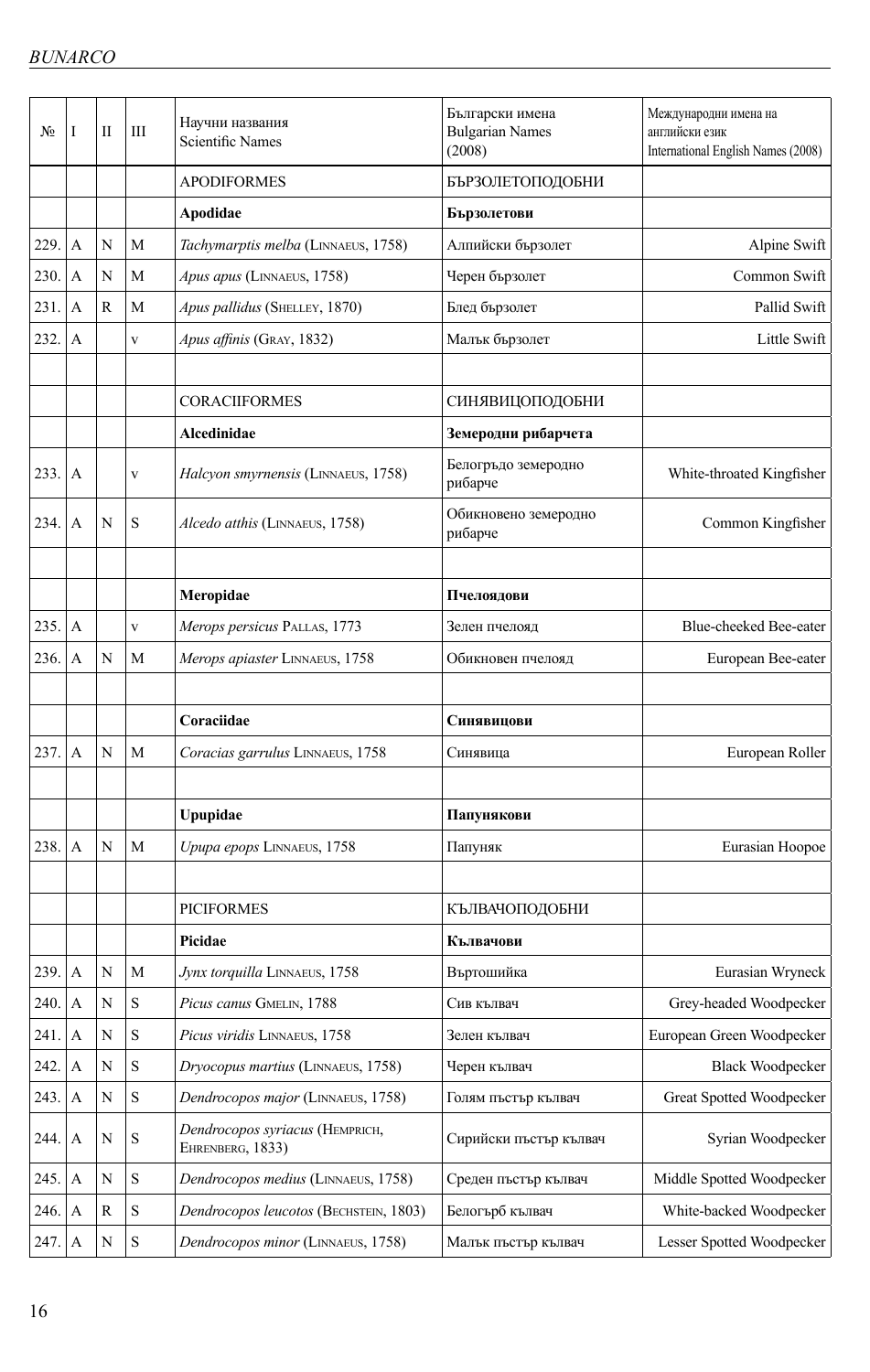| № | I | II | III | Научни названия Scientific Names | Български имена Bulgarian Names (2008) | Международни имена на английски език International English Names (2008) |
|---|---|---|---|---|---|---|
| | | | | APODIFORMES | БЪРЗОЛЕТОПОДОБНИ | |
| | | | | **Apodidae** | **Бързолетови** | |
| 229. | A | N | M | *Tachymarptis melba* (Linnaeus, 1758) | Алпийски бързолет | Alpine Swift |
| 230. | A | N | M | *Apus apus* (Linnaeus, 1758) | Черен бързолет | Common Swift |
| 231. | A | R | M | *Apus pallidus* (Shelley, 1870) | Блед бързолет | Pallid Swift |
| 232. | A | | v | *Apus affinis* (Gray, 1832) | Малък бързолет | Little Swift |
| | | | | | | |
| | | | | CORACIIFORMES | СИНЯВИЦОПОДОБНИ | |
| | | | | **Alcedinidae** | **Земеродни рибарчета** | |
| 233. | A | | v | *Halcyon smyrnensis* (Linnaeus, 1758) | Белогрърдо земеродно рибарче | White-throated Kingfisher |
| 234. | A | N | S | *Alcedo atthis* (Linnaeus, 1758) | Обикновено земеродно рибарче | Common Kingfisher |
| | | | | | | |
| | | | | **Meropidae** | **Пчелоядови** | |
| 235. | A | | v | *Merops persicus* Pallas, 1773 | Зелен пчелояд | Blue-cheeked Bee-eater |
| 236. | A | N | M | *Merops apiaster* Linnaeus, 1758 | Обикновен пчелояд | European Bee-eater |
| | | | | | | |
| | | | | **Coraciidae** | **Синявицови** | |
| 237. | A | N | M | *Coracias garrulus* Linnaeus, 1758 | Синявица | European Roller |
| | | | | | | |
| | | | | **Upupidae** | **Папунякови** | |
| 238. | A | N | M | *Upupa epops* Linnaeus, 1758 | Папуняк | Eurasian Hoopoe |
| | | | | | | |
| | | | | PICIFORMES | КЪЛВАЧОПОДОБНИ | |
| | | | | **Picidae** | **Кълвачови** | |
| 239. | A | N | M | *Jynx torquilla* Linnaeus, 1758 | Въртошийка | Eurasian Wryneck |
| 240. | A | N | S | *Picus canus* Gmelin, 1788 | Сив кълвач | Grey-headed Woodpecker |
| 241. | A | N | S | *Picus viridis* Linnaeus, 1758 | Зелен кълвач | European Green Woodpecker |
| 242. | A | N | S | *Dryocopus martius* (Linnaeus, 1758) | Черен кълвач | Black Woodpecker |
| 243. | A | N | S | *Dendrocopos major* (Linnaeus, 1758) | Голям пъстър кълвач | Great Spotted Woodpecker |
| 244. | A | N | S | *Dendrocopos syriacus* (Hemprich, Ehrenberg, 1833) | Сирийски пъстър кълвач | Syrian Woodpecker |
| 245. | A | N | S | *Dendrocopos medius* (Linnaeus, 1758) | Среден пъстър кълвач | Middle Spotted Woodpecker |
| 246. | A | R | S | *Dendrocopos leucotos* (Bechstein, 1803) | Белогърб кълвач | White-backed Woodpecker |
| 247. | A | N | S | *Dendrocopos minor* (Linnaeus, 1758) | Малък пъстър кълвач | Lesser Spotted Woodpecker |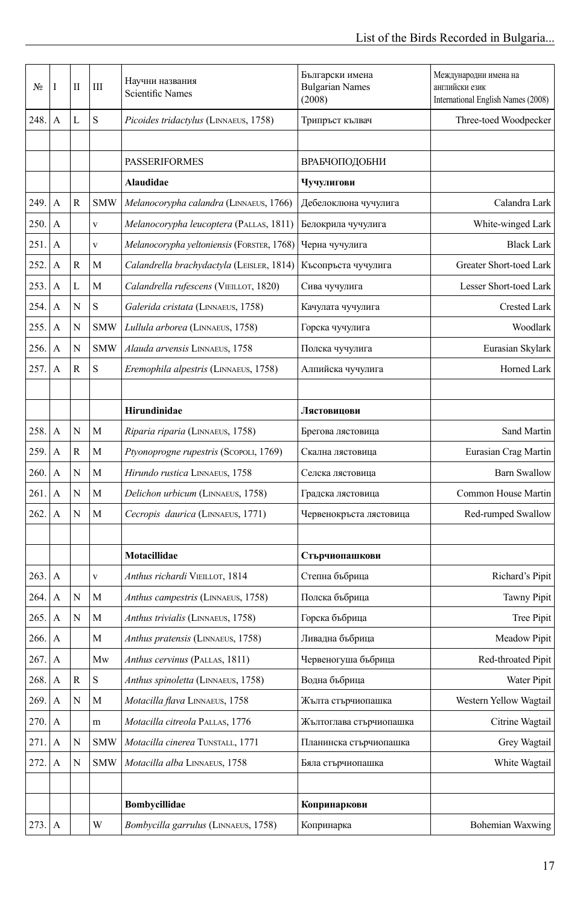| № | I | II | III | Научни названия<br>Scientific Names | Български имена<br>Bulgarian Names<br>(2008) | Международни имена на английски език<br>International English Names (2008) |
|---|---|---|---|---|---|---|
| 248. | A | L | S | *Picoides tridactylus* (Linnaeus, 1758) | Трипръст кълвач | Three-toed Woodpecker |
| | | | | | | |
| | | | | PASSERIFORMES | ВРАБЧОПОДОБНИ | |
| | | | | **Alaudidae** | **Чучулигови** | |
| 249. | A | R | SMW | *Melanocorypha calandra* (Linnaeus, 1766) | Дебелоклюна чучулига | Calandra Lark |
| 250. | A | | v | *Melanocorypha leucoptera* (Pallas, 1811) | Белокрила чучулига | White-winged Lark |
| 251. | A | | v | *Melanocorypha yeltoniensis* (Forster, 1768) | Черна чучулига | Black Lark |
| 252. | A | R | M | *Calandrella brachydactyla* (Leisler, 1814) | Късопръста чучулига | Greater Short-toed Lark |
| 253. | A | L | M | *Calandrella rufescens* (Vieillot, 1820) | Сива чучулига | Lesser Short-toed Lark |
| 254. | A | N | S | *Galerida cristata* (Linnaeus, 1758) | Качулата чучулига | Crested Lark |
| 255. | A | N | SMW | *Lullula arborea* (Linnaeus, 1758) | Горска чучулига | Woodlark |
| 256. | A | N | SMW | *Alauda arvensis* Linnaeus, 1758 | Полска чучулига | Eurasian Skylark |
| 257. | A | R | S | *Eremophila alpestris* (Linnaeus, 1758) | Алпийска чучулига | Horned Lark |
| | | | | | | |
| | | | | **Hirundinidae** | **Лястовицови** | |
| 258. | A | N | M | *Riparia riparia* (Linnaeus, 1758) | Брегова лястовица | Sand Martin |
| 259. | A | R | M | *Ptyonoprogne rupestris* (Scopoli, 1769) | Скална лястовица | Eurasian Crag Martin |
| 260. | A | N | M | *Hirundo rustica* Linnaeus, 1758 | Селска лястовица | Barn Swallow |
| 261. | A | N | M | *Delichon urbicum* (Linnaeus, 1758) | Градска лястовица | Common House Martin |
| 262. | A | N | M | *Cecropis daurica* (Linnaeus, 1771) | Червенокръста лястовица | Red-rumped Swallow |
| | | | | | | |
| | | | | **Motacillidae** | **Стърчиопашкови** | |
| 263. | A | | v | *Anthus richardi* Vieillot, 1814 | Степна бъбрица | Richard's Pipit |
| 264. | A | N | M | *Anthus campestris* (Linnaeus, 1758) | Полска бъбрица | Tawny Pipit |
| 265. | A | N | M | *Anthus trivialis* (Linnaeus, 1758) | Горска бъбрица | Tree Pipit |
| 266. | A | | M | *Anthus pratensis* (Linnaeus, 1758) | Ливадна бъбрица | Meadow Pipit |
| 267. | A | | Mw | *Anthus cervinus* (Pallas, 1811) | Червеногуша бъбрица | Red-throated Pipit |
| 268. | A | R | S | *Anthus spinoletta* (Linnaeus, 1758) | Водна бъбрица | Water Pipit |
| 269. | A | N | M | *Motacilla flava* Linnaeus, 1758 | Жълта стърчиопашка | Western Yellow Wagtail |
| 270. | A | | m | *Motacilla citreola* Pallas, 1776 | Жълтоглава стърчиопашка | Citrine Wagtail |
| 271. | A | N | SMW | *Motacilla cinerea* Tunstall, 1771 | Планинска стърчиопашка | Grey Wagtail |
| 272. | A | N | SMW | *Motacilla alba* Linnaeus, 1758 | Бяла стърчиопашка | White Wagtail |
| | | | | | | |
| | | | | **Bombycillidae** | **Копринаркови** | |
| 273. | A | | W | *Bombycilla garrulus* (Linnaeus, 1758) | Копринарка | Bohemian Waxwing |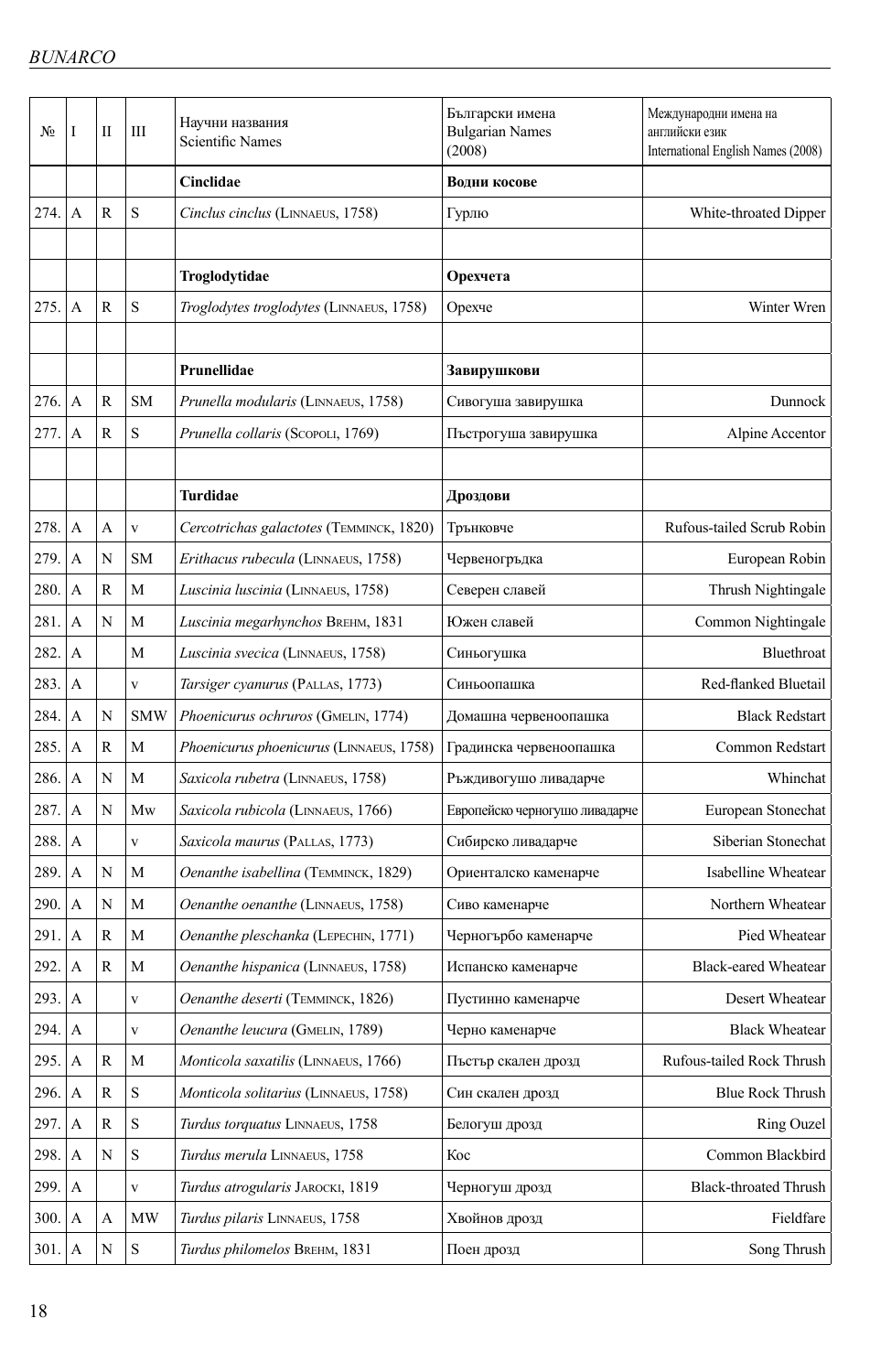| № | I | II | III | Научни названия<br>Scientific Names | Български имена<br>Bulgarian Names<br>(2008) | Международни имена на английски език<br>International English Names (2008) |
|---|---|---|---|---|---|---|
| | | | | **Cinclidae** | **Водни косове** | |
| 274. | A | R | S | *Cinclus cinclus* (Linnaeus, 1758) | Гурлю | White-throated Dipper |
| | | | | | | |
| | | | | **Troglodytidae** | **Орехчета** | |
| 275. | A | R | S | *Troglodytes troglodytes* (Linnaeus, 1758) | Орехче | Winter Wren |
| | | | | | | |
| | | | | **Prunellidae** | **Завирушкови** | |
| 276. | A | R | SM | *Prunella modularis* (Linnaeus, 1758) | Сивогуша завирушка | Dunnock |
| 277. | A | R | S | *Prunella collaris* (Scopoli, 1769) | Пъстрогуша завирушка | Alpine Accentor |
| | | | | | | |
| | | | | **Turdidae** | **Дроздови** | |
| 278. | A | A | v | *Cercotrichas galactotes* (Temminck, 1820) | Трънковче | Rufous-tailed Scrub Robin |
| 279. | A | N | SM | *Erithacus rubecula* (Linnaeus, 1758) | Червеногръдка | European Robin |
| 280. | A | R | M | *Luscinia luscinia* (Linnaeus, 1758) | Северен славей | Thrush Nightingale |
| 281. | A | N | M | *Luscinia megarhynchos* Brehm, 1831 | Южен славей | Common Nightingale |
| 282. | A | | M | *Luscinia svecica* (Linnaeus, 1758) | Синьогушка | Bluethroat |
| 283. | A | | v | *Tarsiger cyanurus* (Pallas, 1773) | Синьоопашка | Red-flanked Bluetail |
| 284. | A | N | SMW | *Phoenicurus ochruros* (Gmelin, 1774) | Домашна червеноопашка | Black Redstart |
| 285. | A | R | M | *Phoenicurus phoenicurus* (Linnaeus, 1758) | Градинска червеноопашка | Common Redstart |
| 286. | A | N | M | *Saxicola rubetra* (Linnaeus, 1758) | Ръждивогушо ливадарче | Whinchat |
| 287. | A | N | Mw | *Saxicola rubicola* (Linnaeus, 1766) | Европейско черногушо ливадарче | European Stonechat |
| 288. | A | | v | *Saxicola maurus* (Pallas, 1773) | Сибирско ливадарче | Siberian Stonechat |
| 289. | A | N | M | *Oenanthe isabellina* (Temminck, 1829) | Ориенталско каменарче | Isabelline Wheatear |
| 290. | A | N | M | *Oenanthe oenanthe* (Linnaeus, 1758) | Сиво каменарче | Northern Wheatear |
| 291. | A | R | M | *Oenanthe pleschanka* (Lepechin, 1771) | Черногърбо каменарче | Pied Wheatear |
| 292. | A | R | M | *Oenanthe hispanica* (Linnaeus, 1758) | Испанско каменарче | Black-eared Wheatear |
| 293. | A | | v | *Oenanthe deserti* (Temminck, 1826) | Пустинно каменарче | Desert Wheatear |
| 294. | A | | v | *Oenanthe leucura* (Gmelin, 1789) | Черно каменарче | Black Wheatear |
| 295. | A | R | M | *Monticola saxatilis* (Linnaeus, 1766) | Пъстър скален дрозд | Rufous-tailed Rock Thrush |
| 296. | A | R | S | *Monticola solitarius* (Linnaeus, 1758) | Син скален дрозд | Blue Rock Thrush |
| 297. | A | R | S | *Turdus torquatus* Linnaeus, 1758 | Белогуш дрозд | Ring Ouzel |
| 298. | A | N | S | *Turdus merula* Linnaeus, 1758 | Кос | Common Blackbird |
| 299. | A | | v | *Turdus atrogularis* Jarocki, 1819 | Черногуш дрозд | Black-throated Thrush |
| 300. | A | A | MW | *Turdus pilaris* Linnaeus, 1758 | Хвойнов дрозд | Fieldfare |
| 301. | A | N | S | *Turdus philomelos* Brehm, 1831 | Поен дрозд | Song Thrush |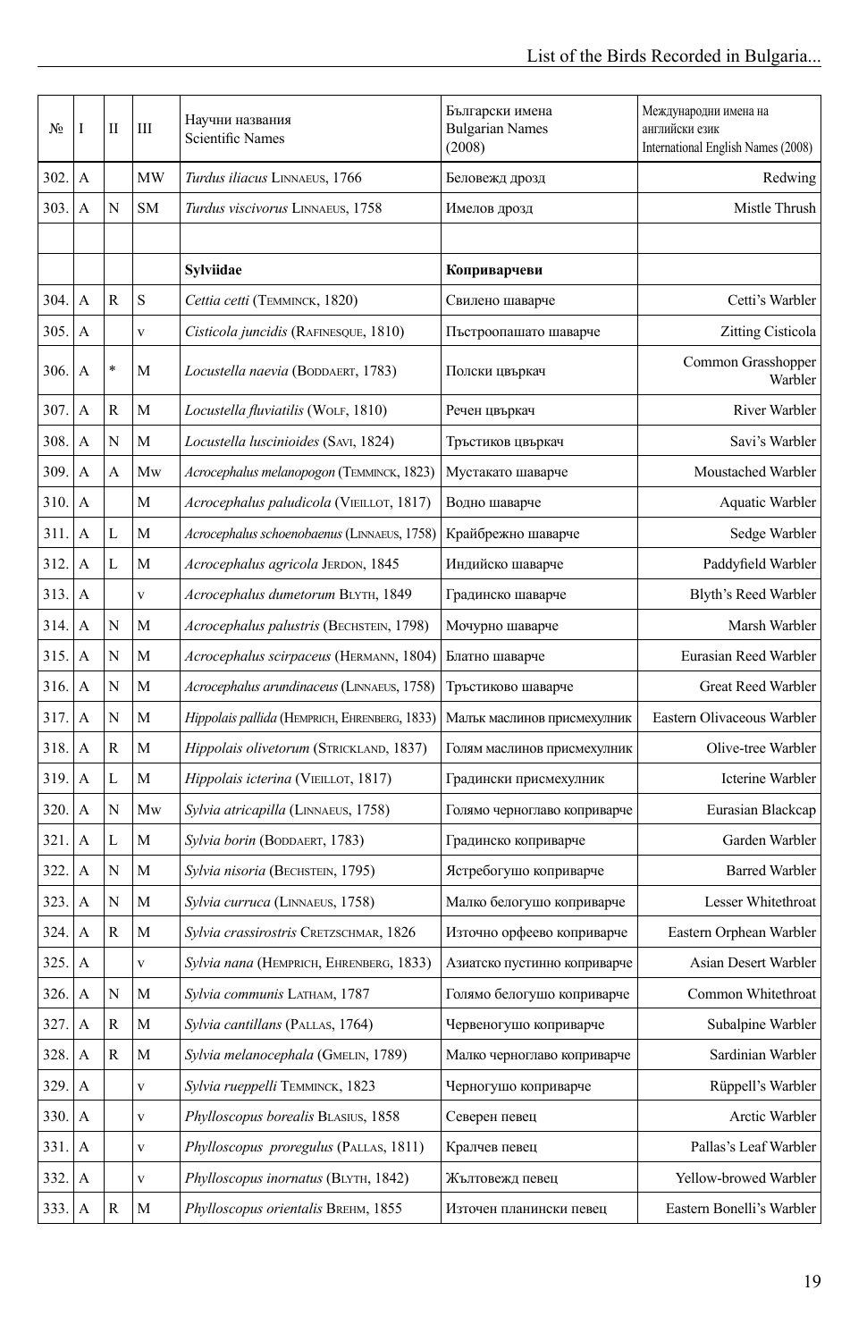| № | I | II | III | Научни названия Scientific Names | Български имена Bulgarian Names (2008) | Международни имена на английски език International English Names (2008) |
|---|---|---|---|---|---|---|
| 302. | A | | MW | *Turdus iliacus* Linnaeus, 1766 | Беловежд дрозд | Redwing |
| 303. | A | N | SM | *Turdus viscivorus* Linnaeus, 1758 | Имелов дрозд | Mistle Thrush |
| | | | | | | |
| | | | | **Sylviidae** | **Коприварчеви** | |
| 304. | A | R | S | *Cettia cetti* (Temminck, 1820) | Свилено шаварче | Cetti's Warbler |
| 305. | A | | v | *Cisticola juncidis* (Rafinesque, 1810) | Пъстроопашато шаварче | Zitting Cisticola |
| 306. | A | * | M | *Locustella naevia* (Boddaert, 1783) | Полски цвъркач | Common Grasshopper Warbler |
| 307. | A | R | M | *Locustella fluviatilis* (Wolf, 1810) | Речен цвъркач | River Warbler |
| 308. | A | N | M | *Locustella luscinioides* (Savi, 1824) | Тръстиков цвъркач | Savi's Warbler |
| 309. | A | A | Mw | *Acrocephalus melanopogon* (Temminck, 1823) | Мустакато шаварче | Moustached Warbler |
| 310. | A | | M | *Acrocephalus paludicola* (Vieillot, 1817) | Водно шаварче | Aquatic Warbler |
| 311. | A | L | M | *Acrocephalus schoenobaenus* (Linnaeus, 1758) | Крайбрежно шаварче | Sedge Warbler |
| 312. | A | L | M | *Acrocephalus agricola* Jerdon, 1845 | Индийско шаварче | Paddyfield Warbler |
| 313. | A | | v | *Acrocephalus dumetorum* Blyth, 1849 | Градинско шаварче | Blyth's Reed Warbler |
| 314. | A | N | M | *Acrocephalus palustris* (Bechstein, 1798) | Мочурно шаварче | Marsh Warbler |
| 315. | A | N | M | *Acrocephalus scirpaceus* (Hermann, 1804) | Блатно шаварче | Eurasian Reed Warbler |
| 316. | A | N | M | *Acrocephalus arundinaceus* (Linnaeus, 1758) | Тръстиково шаварче | Great Reed Warbler |
| 317. | A | N | M | *Hippolais pallida* (Hemprich, Ehrenberg, 1833) | Малък маслинов присмехулник | Eastern Olivaceous Warbler |
| 318. | A | R | M | *Hippolais olivetorum* (Strickland, 1837) | Голям маслинов присмехулник | Olive-tree Warbler |
| 319. | A | L | M | *Hippolais icterina* (Vieillot, 1817) | Градински присмехулник | Icterine Warbler |
| 320. | A | N | Mw | *Sylvia atricapilla* (Linnaeus, 1758) | Голямо черноглаво коприварче | Eurasian Blackcap |
| 321. | A | L | M | *Sylvia borin* (Boddaert, 1783) | Градинско коприварче | Garden Warbler |
| 322. | A | N | M | *Sylvia nisoria* (Bechstein, 1795) | Ястребогушо коприварче | Barred Warbler |
| 323. | A | N | M | *Sylvia curruca* (Linnaeus, 1758) | Малко белогушо коприварче | Lesser Whitethroat |
| 324. | A | R | M | *Sylvia crassirostris* Cretzschmar, 1826 | Източно орфеево коприварче | Eastern Orphean Warbler |
| 325. | A | | v | *Sylvia nana* (Hemprich, Ehrenberg, 1833) | Азиатско пустинно коприварче | Asian Desert Warbler |
| 326. | A | N | M | *Sylvia communis* Latham, 1787 | Голямо белогушо коприварче | Common Whitethroat |
| 327. | A | R | M | *Sylvia cantillans* (Pallas, 1764) | Червеногушо коприварче | Subalpine Warbler |
| 328. | A | R | M | *Sylvia melanocephala* (Gmelin, 1789) | Малко черноглаво коприварче | Sardinian Warbler |
| 329. | A | | v | *Sylvia rueppelli* Temminck, 1823 | Черногушо коприварче | Rüppell's Warbler |
| 330. | A | | v | *Phylloscopus borealis* Blasius, 1858 | Северен певец | Arctic Warbler |
| 331. | A | | v | *Phylloscopus proregulus* (Pallas, 1811) | Кралчев певец | Pallas's Leaf Warbler |
| 332. | A | | v | *Phylloscopus inornatus* (Blyth, 1842) | Жълтовежд певец | Yellow-browed Warbler |
| 333. | A | R | M | *Phylloscopus orientalis* Brehm, 1855 | Източен планински певец | Eastern Bonelli's Warbler |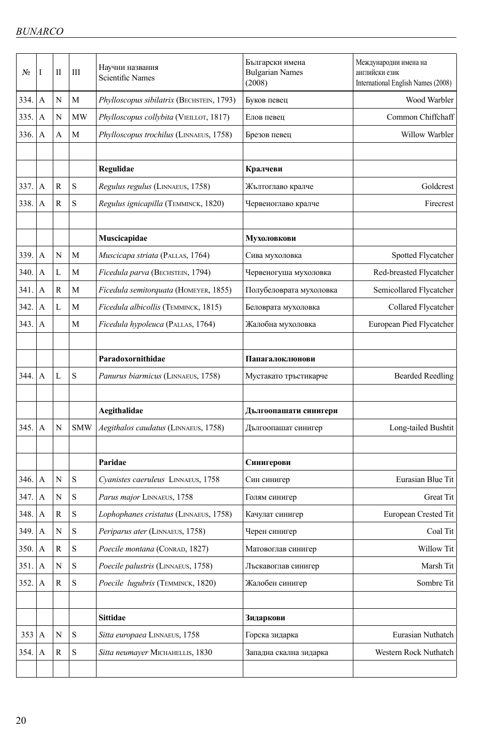| № | I | II | III | Научни названия Scientific Names | Български имена Bulgarian Names (2008) | Международни имена на английски език International English Names (2008) |
|---|---|---|---|---|---|---|
| 334. | A | N | M | *Phylloscopus sibilatrix* (Bechstein, 1793) | Буков певец | Wood Warbler |
| 335. | A | N | MW | *Phylloscopus collybita* (Vieillot, 1817) | Елов певец | Common Chiffchaff |
| 336. | A | A | M | *Phylloscopus trochilus* (Linnaeus, 1758) | Брезов певец | Willow Warbler |
| | | | | | | |
| | | | | **Regulidae** | **Кралчеви** | |
| 337. | A | R | S | *Regulus regulus* (Linnaeus, 1758) | Жълтоглаво кралче | Goldcrest |
| 338. | A | R | S | *Regulus ignicapilla* (Temminck, 1820) | Червеноглаво кралче | Firecrest |
| | | | | | | |
| | | | | **Muscicapidae** | **Мухоловкови** | |
| 339. | A | N | M | *Muscicapa striata* (Pallas, 1764) | Сива мухоловка | Spotted Flycatcher |
| 340. | A | L | M | *Ficedula parva* (Bechstein, 1794) | Червеногуша мухоловка | Red-breasted Flycatcher |
| 341. | A | R | M | *Ficedula semitorquata* (Homeyer, 1855) | Полубеловрата мухоловка | Semicollared Flycatcher |
| 342. | A | L | M | *Ficedula albicollis* (Temminck, 1815) | Беловрата мухоловка | Collared Flycatcher |
| 343. | A | | M | *Ficedula hypoleuca* (Pallas, 1764) | Жалобна мухоловка | European Pied Flycatcher |
| | | | | | | |
| | | | | **Paradoxornithidae** | **Папагалоклюнови** | |
| 344. | A | L | S | *Panurus biarmicus* (Linnaeus, 1758) | Мустакато тръстикарче | Bearded Reedling |
| | | | | | | |
| | | | | **Aegithalidae** | **Дългоопашати синигери** | |
| 345. | A | N | SMW | *Aegithalos caudatus* (Linnaeus, 1758) | Дългоопашат синигер | Long-tailed Bushtit |
| | | | | | | |
| | | | | **Paridae** | **Синигерови** | |
| 346. | A | N | S | *Cyanistes caeruleus* Linnaeus, 1758 | Син синигер | Eurasian Blue Tit |
| 347. | A | N | S | *Parus major* Linnaeus, 1758 | Голям синигер | Great Tit |
| 348. | A | R | S | *Lophophanes cristatus* (Linnaeus, 1758) | Качулат синигер | European Crested Tit |
| 349. | A | N | S | *Periparus ater* (Linnaeus, 1758) | Черен синигер | Coal Tit |
| 350. | A | R | S | *Poecile montana* (Conrad, 1827) | Матовоглав синигер | Willow Tit |
| 351. | A | N | S | *Poecile palustris* (Linnaeus, 1758) | Лъскавоглав синигер | Marsh Tit |
| 352. | A | R | S | *Poecile lugubris* (Temminck, 1820) | Жалобен синигер | Sombre Tit |
| | | | | | | |
| | | | | **Sittidae** | **Зидаркови** | |
| 353 | A | N | S | *Sitta europaea* Linnaeus, 1758 | Горска зидарка | Eurasian Nuthatch |
| 354. | A | R | S | *Sitta neumayer* Michahellis, 1830 | Западна скална зидарка | Western Rock Nuthatch |
| | | | | | | |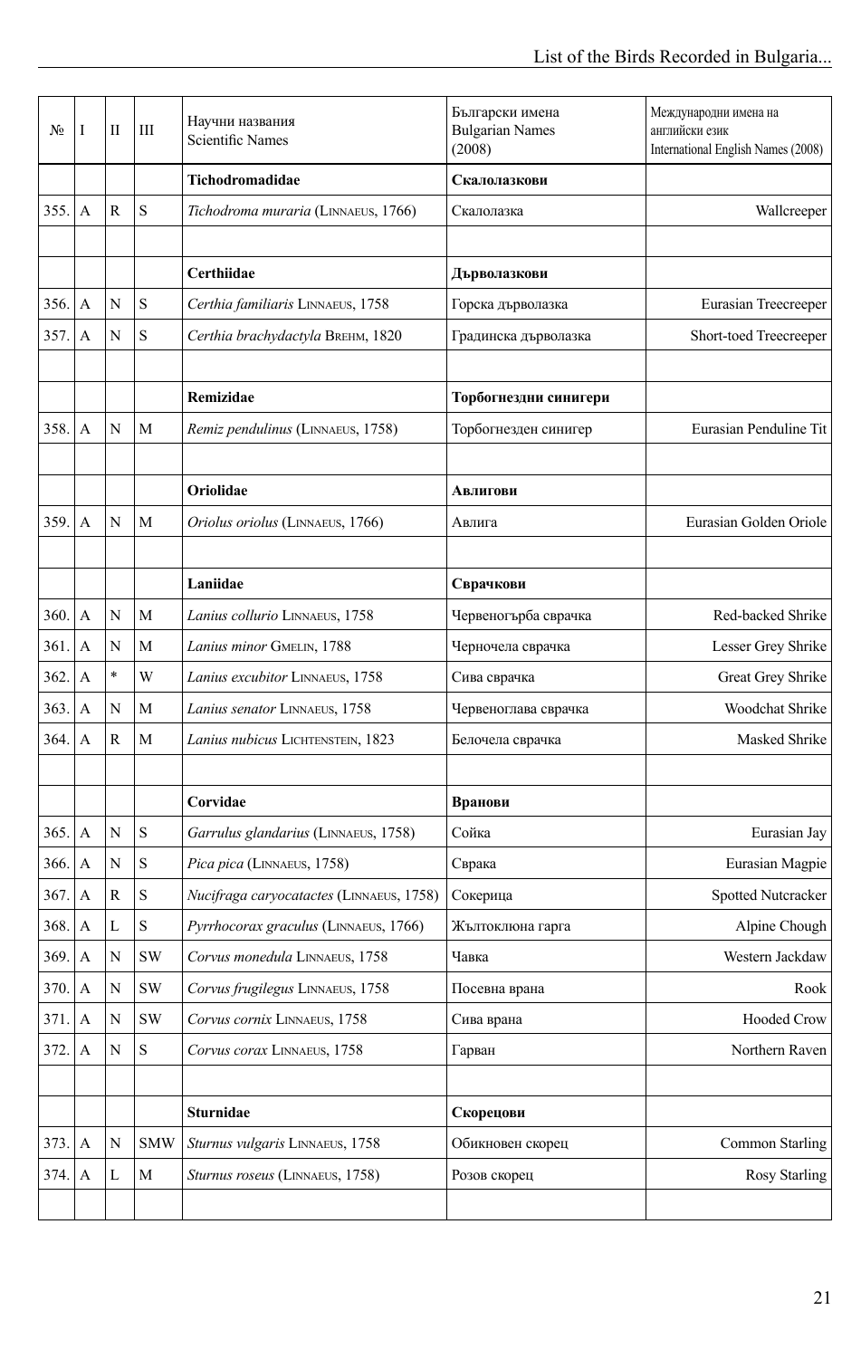| № | I | II | III | Научни названия Scientific Names | Български имена Bulgarian Names (2008) | Международни имена на английски език International English Names (2008) |
|---|---|---|---|---|---|---|
| | | | | **Tichodromadidae** | **Скалолазкови** | |
| 355. | A | R | S | *Tichodroma muraria* (Linnaeus, 1766) | Скалолазка | Wallcreeper |
| | | | | | | |
| | | | | **Certhiidae** | **Дърволазкови** | |
| 356. | A | N | S | *Certhia familiaris* Linnaeus, 1758 | Горска дърволазка | Eurasian Treecreeper |
| 357. | A | N | S | *Certhia brachydactyla* Brehm, 1820 | Градинска дърволазка | Short-toed Treecreeper |
| | | | | | | |
| | | | | **Remizidae** | **Торбогнездни синигери** | |
| 358. | A | N | M | *Remiz pendulinus* (Linnaeus, 1758) | Торбогнезден синигер | Eurasian Penduline Tit |
| | | | | | | |
| | | | | **Oriolidae** | **Авлигови** | |
| 359. | A | N | M | *Oriolus oriolus* (Linnaeus, 1766) | Авлига | Eurasian Golden Oriole |
| | | | | | | |
| | | | | **Laniidae** | **Сврачкови** | |
| 360. | A | N | M | *Lanius collurio* Linnaeus, 1758 | Червеногърба сврачка | Red-backed Shrike |
| 361. | A | N | M | *Lanius minor* Gmelin, 1788 | Черночела сврачка | Lesser Grey Shrike |
| 362. | A | * | W | *Lanius excubitor* Linnaeus, 1758 | Сива сврачка | Great Grey Shrike |
| 363. | A | N | M | *Lanius senator* Linnaeus, 1758 | Червеноглава сврачка | Woodchat Shrike |
| 364. | A | R | M | *Lanius nubicus* Lichtenstein, 1823 | Белочела сврачка | Masked Shrike |
| | | | | | | |
| | | | | **Corvidae** | **Вранови** | |
| 365. | A | N | S | *Garrulus glandarius* (Linnaeus, 1758) | Сойка | Eurasian Jay |
| 366. | A | N | S | *Pica pica* (Linnaeus, 1758) | Сврака | Eurasian Magpie |
| 367. | A | R | S | *Nucifraga caryocatactes* (Linnaeus, 1758) | Сокерица | Spotted Nutcracker |
| 368. | A | L | S | *Pyrrhocorax graculus* (Linnaeus, 1766) | Жълтоклюна гарга | Alpine Chough |
| 369. | A | N | SW | *Corvus monedula* Linnaeus, 1758 | Чавка | Western Jackdaw |
| 370. | A | N | SW | *Corvus frugilegus* Linnaeus, 1758 | Посевна врана | Rook |
| 371. | A | N | SW | *Corvus cornix* Linnaeus, 1758 | Сива врана | Hooded Crow |
| 372. | A | N | S | *Corvus corax* Linnaeus, 1758 | Гарван | Northern Raven |
| | | | | | | |
| | | | | **Sturnidae** | **Скорецови** | |
| 373. | A | N | SMW | *Sturnus vulgaris* Linnaeus, 1758 | Обикновен скорец | Common Starling |
| 374. | A | L | M | *Sturnus roseus* (Linnaeus, 1758) | Розов скорец | Rosy Starling |
| | | | | | | |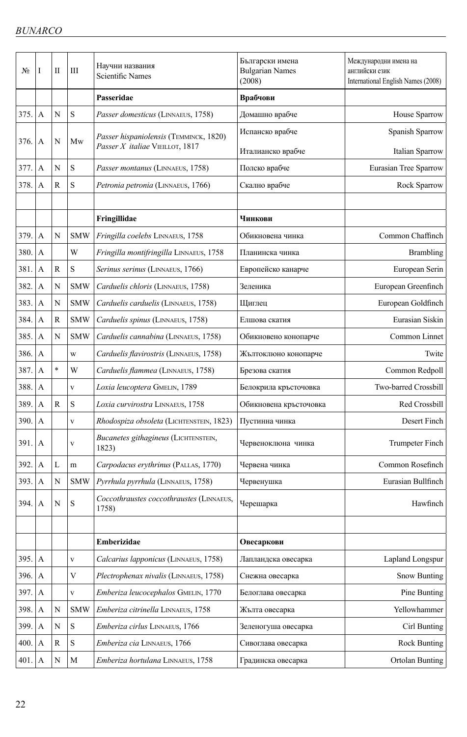| № | I | II | III | Научни названия Scientific Names | Български имена Bulgarian Names (2008) | Международни имена на английски език International English Names (2008) |
|---|---|---|---|---|---|---|
| | | | | **Passeridae** | **Врабчови** | |
| 375. | A | N | S | *Passer domesticus* (Linnaeus, 1758) | Домашно врабче | House Sparrow |
| 376. | A | N | Mw | *Passer hispaniolensis* (Temminck, 1820) *Passer X italiae* Vieillot, 1817 | Испанско врабче Италианско врабче | Spanish Sparrow Italian Sparrow |
| 377. | A | N | S | *Passer montanus* (Linnaeus, 1758) | Полско врабче | Eurasian Tree Sparrow |
| 378. | A | R | S | *Petronia petronia* (Linnaeus, 1766) | Скално врабче | Rock Sparrow |
| | | | | | | |
| | | | | **Fringillidae** | **Чинкови** | |
| 379. | A | N | SMW | *Fringilla coelebs* Linnaeus, 1758 | Обикновена чинка | Common Chaffinch |
| 380. | A | | W | *Fringilla montifringilla* Linnaeus, 1758 | Планинска чинка | Brambling |
| 381. | A | R | S | *Serinus serinus* (Linnaeus, 1766) | Европейско канарче | European Serin |
| 382. | A | N | SMW | *Carduelis chloris* (Linnaeus, 1758) | Зеленика | European Greenfinch |
| 383. | A | N | SMW | *Carduelis carduelis* (Linnaeus, 1758) | Щиглец | European Goldfinch |
| 384. | A | R | SMW | *Carduelis spinus* (Linnaeus, 1758) | Елшова скатия | Eurasian Siskin |
| 385. | A | N | SMW | *Carduelis cannabina* (Linnaeus, 1758) | Обикновено конопарче | Common Linnet |
| 386. | A | | w | *Carduelis flavirostris* (Linnaeus, 1758) | Жълтоклюно конопарче | Twite |
| 387. | A | * | W | *Carduelis flammea* (Linnaeus, 1758) | Брезова скатия | Common Redpoll |
| 388. | A | | v | *Loxia leucoptera* Gmelin, 1789 | Белокрила кръсточовка | Two-barred Crossbill |
| 389. | A | R | S | *Loxia curvirostra* Linnaeus, 1758 | Обикновена кръсточовка | Red Crossbill |
| 390. | A | | v | *Rhodospiza obsoleta* (Lichtenstein, 1823) | Пустинна чинка | Desert Finch |
| 391. | A | | v | *Bucanetes githagineus* (Lichtenstein, 1823) | Червеноклюна чинка | Trumpeter Finch |
| 392. | A | L | m | *Carpodacus erythrinus* (Pallas, 1770) | Червена чинка | Common Rosefinch |
| 393. | A | N | SMW | *Pyrrhula pyrrhula* (Linnaeus, 1758) | Червенушка | Eurasian Bullfinch |
| 394. | A | N | S | *Coccothraustes coccothraustes* (Linnaeus, 1758) | Черешарка | Hawfinch |
| | | | | | | |
| | | | | **Emberizidae** | **Овесаркови** | |
| 395. | A | | v | *Calcarius lapponicus* (Linnaeus, 1758) | Лапландска овесарка | Lapland Longspur |
| 396. | A | | V | *Plectrophenax nivalis* (Linnaeus, 1758) | Снежна овесарка | Snow Bunting |
| 397. | A | | v | *Emberiza leucocephalos* Gmelin, 1770 | Белоглава овесарка | Pine Bunting |
| 398. | A | N | SMW | *Emberiza citrinella* Linnaeus, 1758 | Жълта овесарка | Yellowhammer |
| 399. | A | N | S | *Emberiza cirlus* Linnaeus, 1766 | Зеленогуша овесарка | Cirl Bunting |
| 400. | A | R | S | *Emberiza cia* Linnaeus, 1766 | Сивоглава овесарка | Rock Bunting |
| 401. | A | N | M | *Emberiza hortulana* Linnaeus, 1758 | Градинска овесарка | Ortolan Bunting |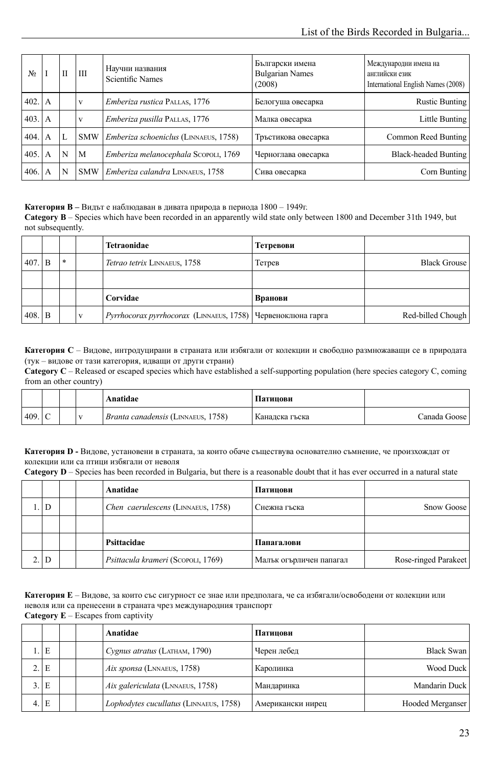| № | I | II | III | Научни названия Scientific Names | Български имена Bulgarian Names (2008) | Международни имена на английски език International English Names (2008) |
|---|---|---|---|---|---|---|
| 402. | A | | v | *Emberiza rustica* Pallas, 1776 | Белогуша овесарка | Rustic Bunting |
| 403. | A | | v | *Emberiza pusilla* Pallas, 1776 | Малка овесарка | Little Bunting |
| 404. | A | L | SMW | *Emberiza schoeniclus* (Linnaeus, 1758) | Тръстикова овесарка | Common Reed Bunting |
| 405. | A | N | M | *Emberiza melanocephala* Scopoli, 1769 | Черноглава овесарка | Black-headed Bunting |
| 406. | A | N | SMW | *Emberiza calandra* Linnaeus, 1758 | Сива овесарка | Corn Bunting |

**Категория B –** Видът е наблюдаван в дивата природа в периода 1800 – 1949г.
**Category B** – Species which have been recorded in an apparently wild state only between 1800 and December 31th 1949, but not subsequently.

| | | | | | | |
|---|---|---|---|---|---|---|
| | | | | **Tetraonidae** | **Тетревови** | |
| 407. | B | * | | *Tetrao tetrix* Linnaeus, 1758 | Тетрев | Black Grouse |
| | | | | | | |
| | | | | **Corvidae** | **Вранови** | |
| 408. | B | | v | *Pyrrhocorax pyrrhocorax* (Linnaeus, 1758) | Червеноклюна гарга | Red-billed Chough |

**Категория C** – Видове, интродуцирани в страната или избягали от колекции и свободно размножаващи се в природата (тук – видове от тази категория, идващи от други страни)
**Category C** – Released or escaped species which have established a self-supporting population (here species category C, coming from an other country)

| | | | | | | |
|---|---|---|---|---|---|---|
| | | | | **Anatidae** | **Патицови** | |
| 409. | C | | v | *Branta canadensis* (Linnaeus, 1758) | Канадска гъска | Canada Goose |

**Категория D -** Видове, установени в страната, за които обаче съществува основателно съмнение, че произхождат от колекции или са птици избягали от неволя
**Category D** – Species has been recorded in Bulgaria, but there is a reasonable doubt that it has ever occurred in a natural state

| | | | | | | |
|---|---|---|---|---|---|---|
| | | | | **Anatidae** | **Патицови** | |
| 1. | D | | | *Chen caerulescens* (Linnaeus, 1758) | Снежна гъска | Snow Goose |
| | | | | | | |
| | | | | **Psittacidae** | **Папагалови** | |
| 2. | D | | | *Psittacula krameri* (Scopoli, 1769) | Малък огърличен папагал | Rose-ringed Parakeet |

**Категория E** – Видове, за които със сигурност се знае или предполага, че са избягали/освободени от колекции или неволя или са пренесени в страната чрез международния транспорт
**Category E** – Escapes from captivity

| | | | | | | |
|---|---|---|---|---|---|---|
| | | | | **Anatidae** | **Патицови** | |
| 1. | E | | | *Cygnus atratus* (Latham, 1790) | Черен лебед | Black Swan |
| 2. | E | | | *Aix sponsa* (Lnnaeus, 1758) | Каролинка | Wood Duck |
| 3. | E | | | *Aix galericulata* (Lnnaeus, 1758) | Мандаринка | Mandarin Duck |
| 4. | E | | | *Lophodytes cucullatus* (Linnaeus, 1758) | Американски нирец | Hooded Merganser |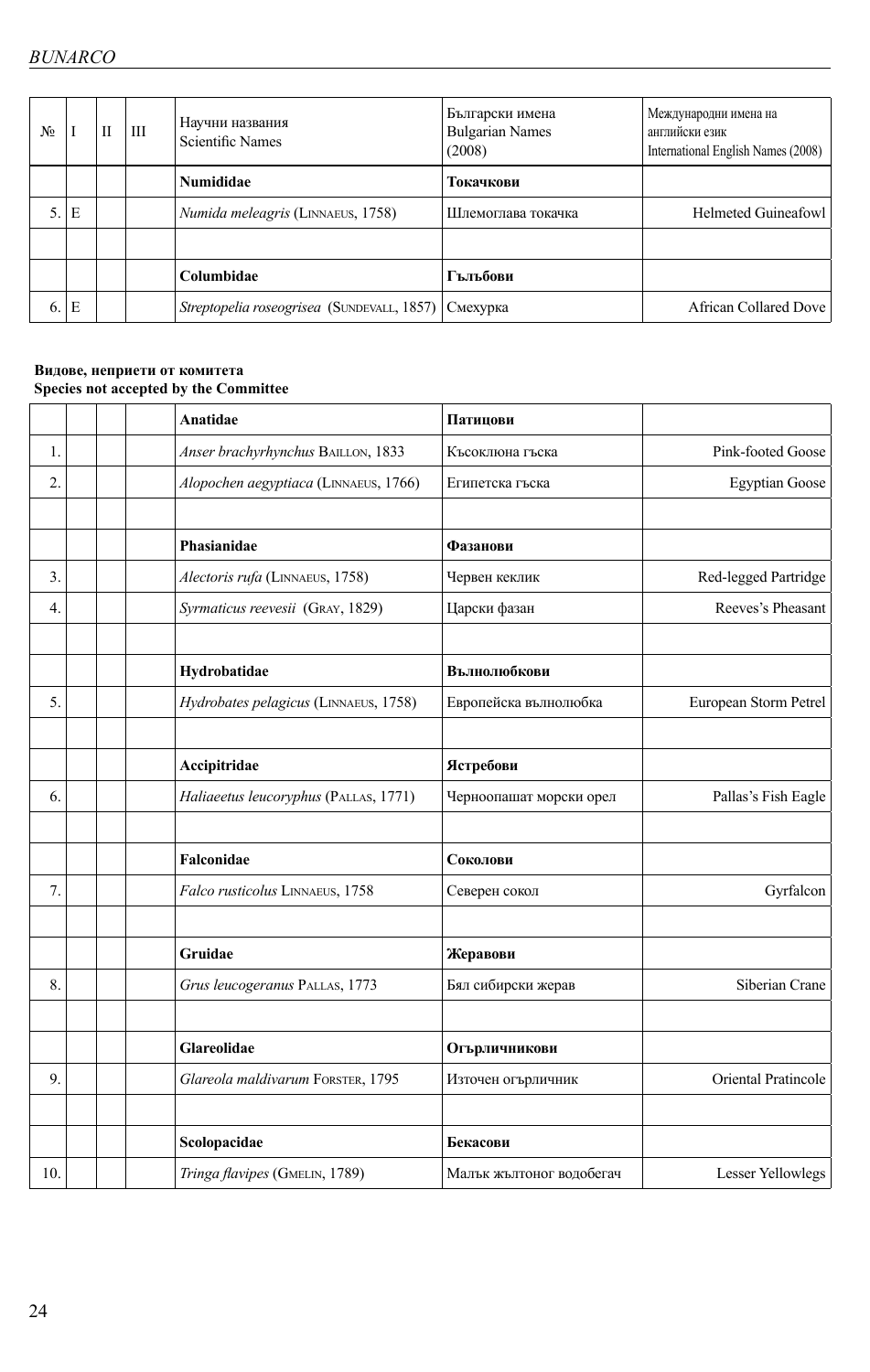| № | I | II | III | Научни названия<br>Scientific Names | Български имена<br>Bulgarian Names<br>(2008) | Международни имена на английски език<br>International English Names (2008) |
|---|---|---|---|---|---|---|
| | | | | **Numididae** | **Токачкови** | |
| 5. | E | | | *Numida meleagris* (Linnaeus, 1758) | Шлемоглава токачка | Helmeted Guineafowl |
| | | | | | | |
| | | | | **Columbidae** | **Гълъбови** | |
| 6. | E | | | *Streptopelia roseogrisea* (Sundevall, 1857) | Смехурка | African Collared Dove |

**Видове, неприети от комитета**
**Species not accepted by the Committee**

| | | | | | | |
|---|---|---|---|---|---|---|
| | | | | **Anatidae** | **Патицови** | |
| 1. | | | | *Anser brachyrhynchus* Baillon, 1833 | Късоклюна гъска | Pink-footed Goose |
| 2. | | | | *Alopochen aegyptiaca* (Linnaeus, 1766) | Египетска гъска | Egyptian Goose |
| | | | | | | |
| | | | | **Phasianidae** | **Фазанови** | |
| 3. | | | | *Alectoris rufa* (Linnaeus, 1758) | Червен кеклик | Red-legged Partridge |
| 4. | E | | | *Syrmaticus reevesii* (Gray, 1829) | Царски фазан | Reeves's Pheasant |
| | | | | | | |
| | | | | **Hydrobatidae** | **Вълнолюбкови** | |
| 5. | | | | *Hydrobates pelagicus* (Linnaeus, 1758) | Европейска вълнолюбка | European Storm Petrel |
| | | | | | | |
| | | | | **Accipitridae** | **Ястребови** | |
| 6. | | | | *Haliaeetus leucoryphus* (Pallas, 1771) | Черноопашат морски орел | Pallas's Fish Eagle |
| | | | | | | |
| | | | | **Falconidae** | **Соколови** | |
| 7. | | | | *Falco rusticolus* Linnaeus, 1758 | Северен сокол | Gyrfalcon |
| | | | | | | |
| | | | | **Gruidae** | **Жеравови** | |
| 8. | | | | *Grus leucogeranus* Pallas, 1773 | Бял сибирски жерав | Siberian Crane |
| | | | | | | |
| | | | | **Glareolidae** | **Огърличникови** | |
| 9. | | | | *Glareola maldivarum* Forster, 1795 | Източен огърличник | Oriental Pratincole |
| | | | | | | |
| | | | | **Scolopacidae** | **Бекасови** | |
| 10. | | | | *Tringa flavipes* (Gmelin, 1789) | Малък жълтоног водобегач | Lesser Yellowlegs |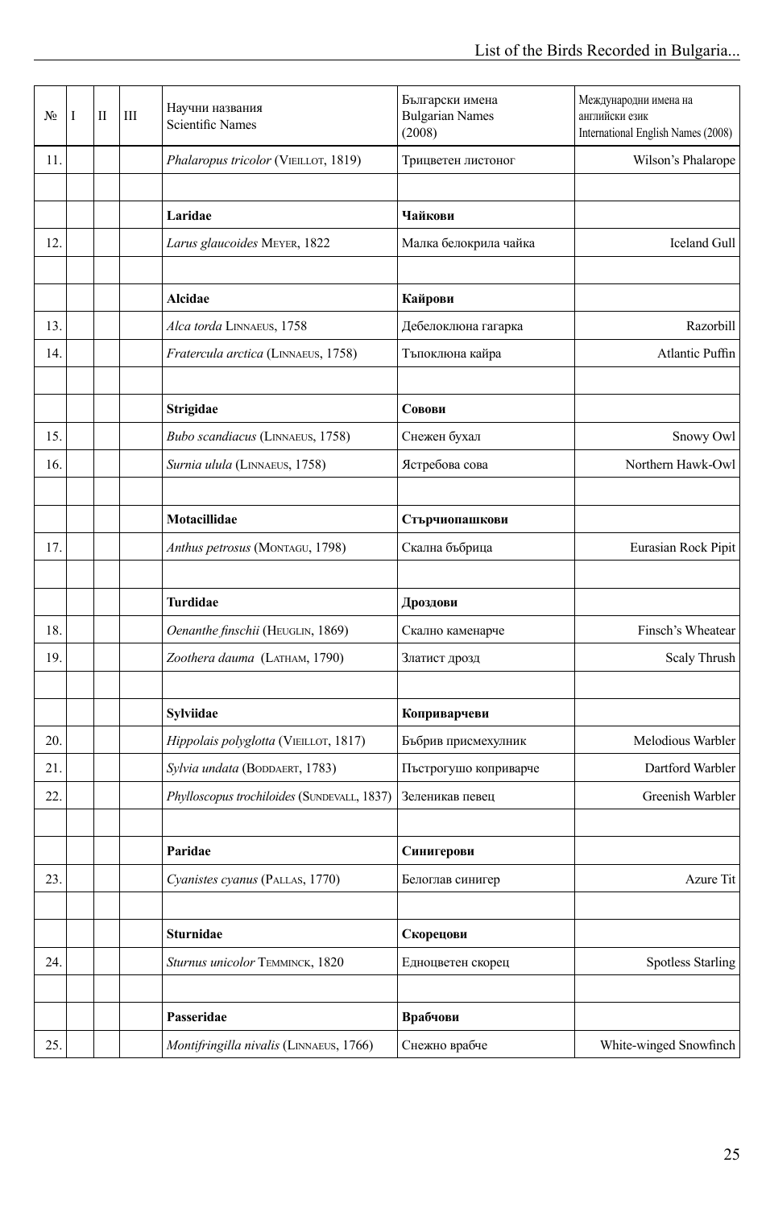| № | I | II | III | Научни названия Scientific Names | Български имена Bulgarian Names (2008) | Международни имена на английски език International English Names (2008) |
|---|---|---|---|---|---|---|
| 11. | | | | *Phalaropus tricolor* (Vieillot, 1819) | Трицветен листоног | Wilson's Phalarope |
| | | | | | | |
| | | | | **Laridae** | **Чайкови** | |
| 12. | | | | *Larus glaucoides* Meyer, 1822 | Малка белокрила чайка | Iceland Gull |
| | | | | | | |
| | | | | **Alcidae** | **Кайрови** | |
| 13. | | | | *Alca torda* Linnaeus, 1758 | Дебелоклюна гагарка | Razorbill |
| 14. | | | | *Fratercula arctica* (Linnaeus, 1758) | Тъпоклюна кайра | Atlantic Puffin |
| | | | | | | |
| | | | | **Strigidae** | **Совови** | |
| 15. | | | | *Bubo scandiacus* (Linnaeus, 1758) | Снежен бухал | Snowy Owl |
| 16. | | | | *Surnia ulula* (Linnaeus, 1758) | Ястребова сова | Northern Hawk-Owl |
| | | | | | | |
| | | | | **Motacillidae** | **Стърчиопашкови** | |
| 17. | | | | *Anthus petrosus* (Montagu, 1798) | Скална бъбрица | Eurasian Rock Pipit |
| | | | | | | |
| | | | | **Turdidae** | **Дроздови** | |
| 18. | | | | *Oenanthe finschii* (Heuglin, 1869) | Скално каменарче | Finsch's Wheatear |
| 19. | | | | *Zoothera dauma* (Latham, 1790) | Златист дрозд | Scaly Thrush |
| | | | | | | |
| | | | | **Sylviidae** | **Коприварчеви** | |
| 20. | | | | *Hippolais polyglotta* (Vieillot, 1817) | Бъбрив присмехулник | Melodious Warbler |
| 21. | | | | *Sylvia undata* (Boddaert, 1783) | Пъстрогушо коприварче | Dartford Warbler |
| 22. | | | | *Phylloscopus trochiloides* (Sundevall, 1837) | Зеленикав певец | Greenish Warbler |
| | | | | | | |
| | | | | **Paridae** | **Синигерови** | |
| 23. | | | | *Cyanistes cyanus* (Pallas, 1770) | Белоглав синигер | Azure Tit |
| | | | | | | |
| | | | | **Sturnidae** | **Скорецови** | |
| 24. | | | | *Sturnus unicolor* Temminck, 1820 | Едноцветен скорец | Spotless Starling |
| | | | | | | |
| | | | | **Passeridae** | **Врабчови** | |
| 25. | | | | *Montifringilla nivalis* (Linnaeus, 1766) | Снежно врабче | White-winged Snowfinch |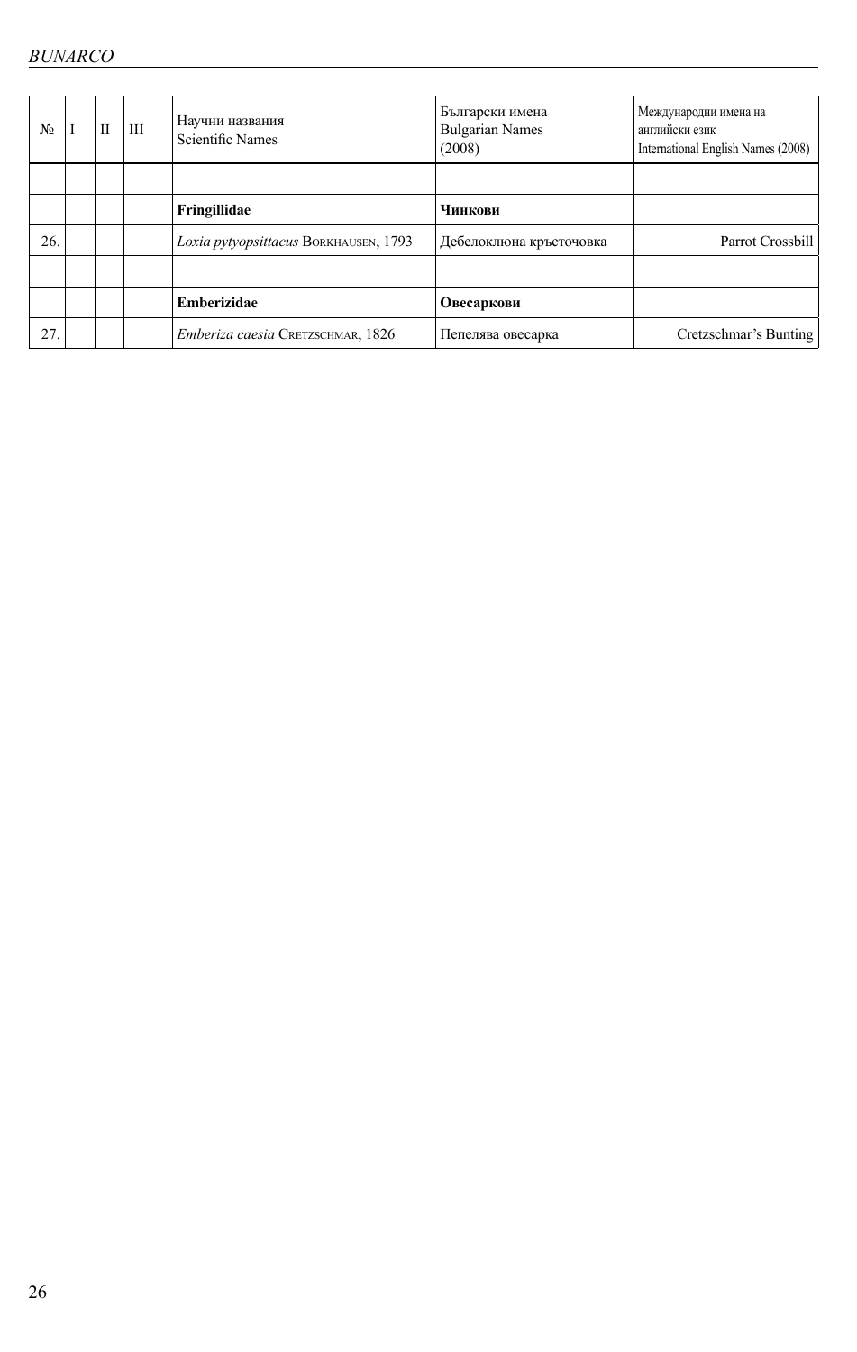| № | I | II | III | Научни названия<br>Scientific Names | Български имена<br>Bulgarian Names<br>(2008) | Международни имена на английски език<br>International English Names (2008) |
|---|---|---|---|---|---|---|
| | | | | | | |
| | | | | **Fringillidae** | **Чинкови** | |
| 26. | | | | *Loxia pytyopsittacus* Borkhausen, 1793 | Дебелоклюна кръсточовка | Parrot Crossbill |
| | | | | | | |
| | | | | **Emberizidae** | **Овесаркови** | |
| 27. | | | | *Emberiza caesia* Cretzschmar, 1826 | Пепелява овесарка | Cretzschmar's Bunting |